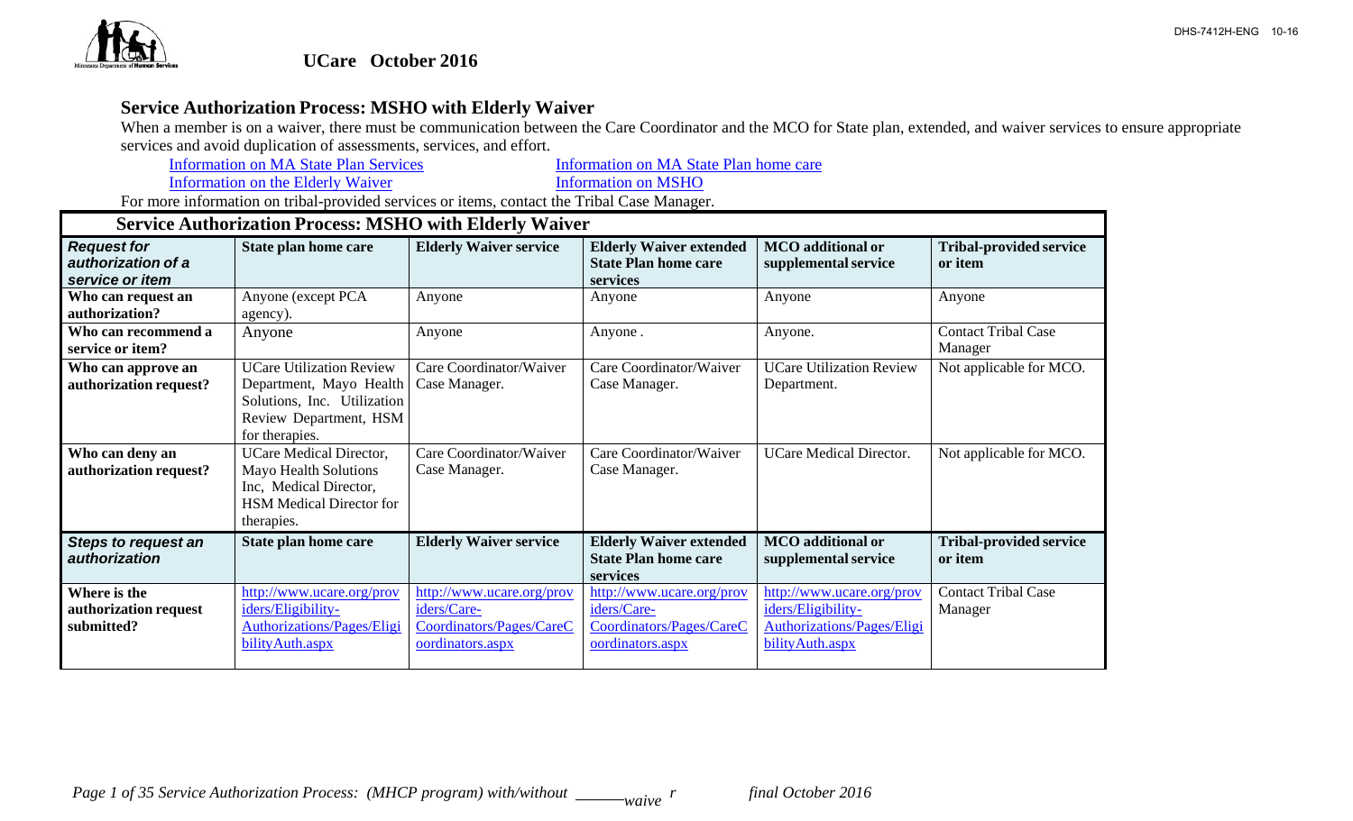## UCare October 2016

### Service Authorization Process: MSHO with Elderly Waiver

When a member is on a waiver, there must be communication between the Care Coordinator and the MCO for State plan, extended, and waiver services to ensure appropriate services and avoid duplication of assessments, services, and effort.

Information on MA State Plan Services
Information on MA State Plan home care
Information on the Elderly Waiver
Information on MSHO

For more information on tribal-provided services or items, contact the Tribal Case Manager.

**Service Authorization Process: MSHO with Elderly Waiver**

| ***Request for authorization of a service or item*** | **State plan home care** | **Elderly Waiver service** | **Elderly Waiver extended State Plan home care services** | **MCO additional or supplemental service** | **Tribal-provided service or item** |
|---|---|---|---|---|---|
| **Who can request an authorization?** | Anyone (except PCA agency). | Anyone | Anyone | Anyone | Anyone |
| **Who can recommend a service or item?** | Anyone | Anyone | Anyone . | Anyone. | Contact Tribal Case Manager |
| **Who can approve an authorization request?** | UCare Utilization Review Department, Mayo Health Solutions, Inc. Utilization Review Department, HSM for therapies. | Care Coordinator/Waiver Case Manager. | Care Coordinator/Waiver Case Manager. | UCare Utilization Review Department. | Not applicable for MCO. |
| **Who can deny an authorization request?** | UCare Medical Director, Mayo Health Solutions Inc, Medical Director, HSM Medical Director for therapies. | Care Coordinator/Waiver Case Manager. | Care Coordinator/Waiver Case Manager. | UCare Medical Director. | Not applicable for MCO. |
| ***Steps to request an authorization*** | **State plan home care** | **Elderly Waiver service** | **Elderly Waiver extended State Plan home care services** | **MCO additional or supplemental service** | **Tribal-provided service or item** |
| **Where is the authorization request submitted?** | http://www.ucare.org/providers/Eligibility-Authorizations/Pages/EligibilityAuth.aspx | http://www.ucare.org/providers/Care-Coordinators/Pages/CareCoordinators.aspx | http://www.ucare.org/providers/Care-Coordinators/Pages/CareCoordinators.aspx | http://www.ucare.org/providers/Eligibility-Authorizations/Pages/EligibilityAuth.aspx | Contact Tribal Case Manager |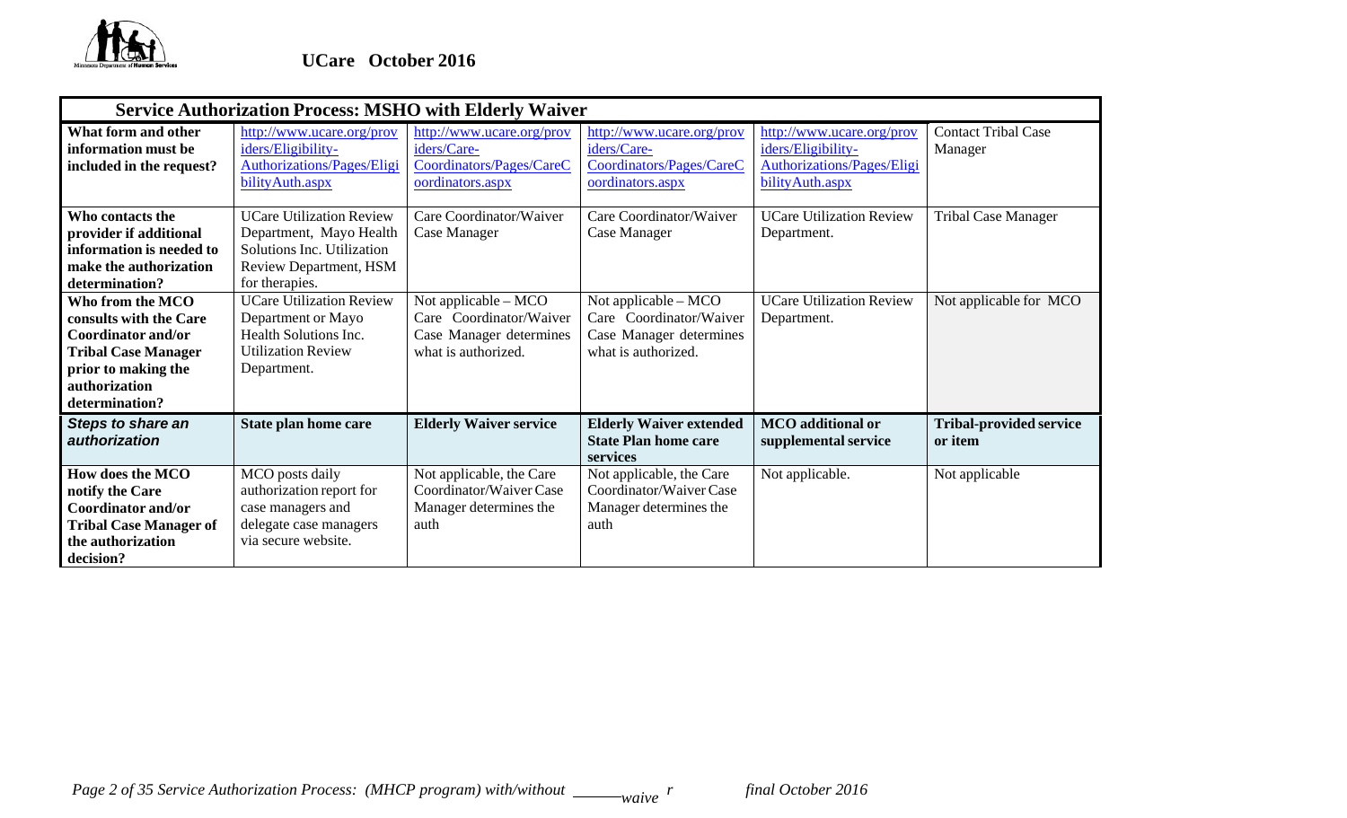UCare October 2016

| Service Authorization Process: MSHO with Elderly Waiver | | | | | |
|---|---|---|---|---|---|
| **What form and other information must be included in the request?** | http://www.ucare.org/providers/Eligibility-Authorizations/Pages/EligibilityAuth.aspx | http://www.ucare.org/providers/Care-Coordinators/Pages/CareCoordinators.aspx | http://www.ucare.org/providers/Care-Coordinators/Pages/CareCoordinators.aspx | http://www.ucare.org/providers/Eligibility-Authorizations/Pages/EligibilityAuth.aspx | Contact Tribal Case Manager |
| **Who contacts the provider if additional information is needed to make the authorization determination?** | UCare Utilization Review Department, Mayo Health Solutions Inc. Utilization Review Department, HSM for therapies. | Care Coordinator/Waiver Case Manager | Care Coordinator/Waiver Case Manager | UCare Utilization Review Department. | Tribal Case Manager |
| **Who from the MCO consults with the Care Coordinator and/or Tribal Case Manager prior to making the authorization determination?** | UCare Utilization Review Department or Mayo Health Solutions Inc. Utilization Review Department. | Not applicable – MCO Care Coordinator/Waiver Case Manager determines what is authorized. | Not applicable – MCO Care Coordinator/Waiver Case Manager determines what is authorized. | UCare Utilization Review Department. | Not applicable for MCO |
| ***Steps to share an authorization*** | **State plan home care** | **Elderly Waiver service** | **Elderly Waiver extended State Plan home care services** | **MCO additional or supplemental service** | **Tribal-provided service or item** |
| **How does the MCO notify the Care Coordinator and/or Tribal Case Manager of the authorization decision?** | MCO posts daily authorization report for case managers and delegate case managers via secure website. | Not applicable, the Care Coordinator/Waiver Case Manager determines the auth | Not applicable, the Care Coordinator/Waiver Case Manager determines the auth | Not applicable. | Not applicable |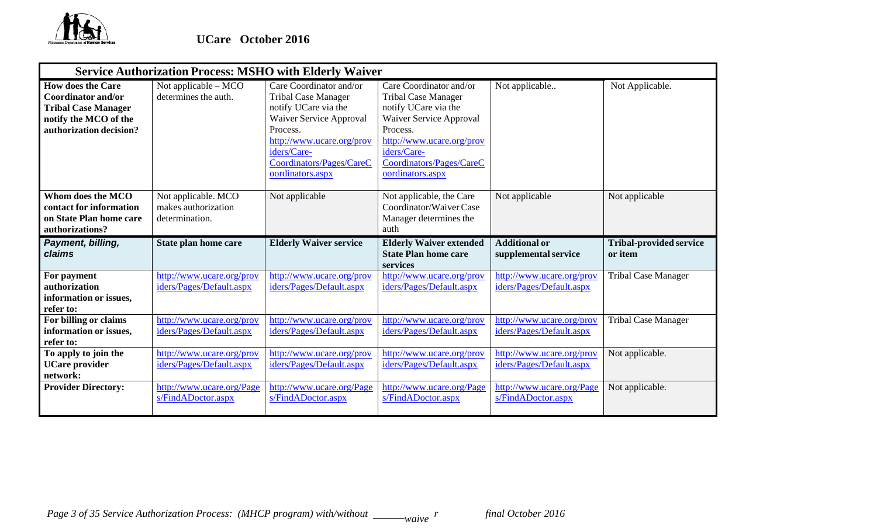| Service Authorization Process: MSHO with Elderly Waiver | | | | | |
|---|---|---|---|---|---|
| **How does the Care Coordinator and/or Tribal Case Manager notify the MCO of the authorization decision?** | Not applicable – MCO determines the auth. | Care Coordinator and/or Tribal Case Manager notify UCare via the Waiver Service Approval Process. http://www.ucare.org/providers/Care-Coordinators/Pages/CareCoordinators.aspx | Care Coordinator and/or Tribal Case Manager notify UCare via the Waiver Service Approval Process. http://www.ucare.org/providers/Care-Coordinators/Pages/CareCoordinators.aspx | Not applicable.. | Not Applicable. |
| **Whom does the MCO contact for information on State Plan home care authorizations?** | Not applicable. MCO makes authorization determination. | Not applicable | Not applicable, the Care Coordinator/Waiver Case Manager determines the auth | Not applicable | Not applicable |
| ***Payment, billing, claims*** | **State plan home care** | **Elderly Waiver service** | **Elderly Waiver extended State Plan home care services** | **Additional or supplemental service** | **Tribal-provided service or item** |
| **For payment authorization information or issues, refer to:** | http://www.ucare.org/providers/Pages/Default.aspx | http://www.ucare.org/providers/Pages/Default.aspx | http://www.ucare.org/providers/Pages/Default.aspx | http://www.ucare.org/providers/Pages/Default.aspx | Tribal Case Manager |
| **For billing or claims information or issues, refer to:** | http://www.ucare.org/providers/Pages/Default.aspx | http://www.ucare.org/providers/Pages/Default.aspx | http://www.ucare.org/providers/Pages/Default.aspx | http://www.ucare.org/providers/Pages/Default.aspx | Tribal Case Manager |
| **To apply to join the UCare provider network:** | http://www.ucare.org/providers/Pages/Default.aspx | http://www.ucare.org/providers/Pages/Default.aspx | http://www.ucare.org/providers/Pages/Default.aspx | http://www.ucare.org/providers/Pages/Default.aspx | Not applicable. |
| **Provider Directory:** | http://www.ucare.org/Pages/FindADoctor.aspx | http://www.ucare.org/Pages/FindADoctor.aspx | http://www.ucare.org/Pages/FindADoctor.aspx | http://www.ucare.org/Pages/FindADoctor.aspx | Not applicable. |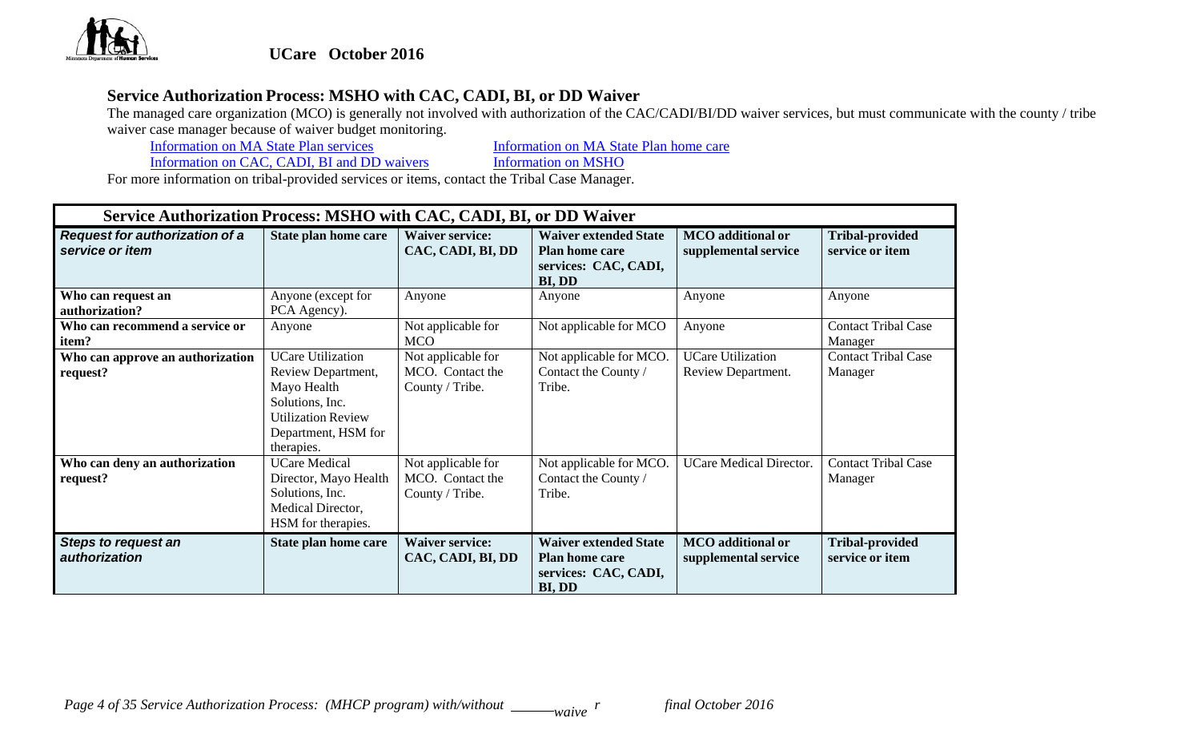UCare October 2016

## Service Authorization Process: MSHO with CAC, CADI, BI, or DD Waiver

The managed care organization (MCO) is generally not involved with authorization of the CAC/CADI/BI/DD waiver services, but must communicate with the county / tribe waiver case manager because of waiver budget monitoring.

[Information on MA State Plan services](#) [Information on MA State Plan home care](#)
[Information on CAC, CADI, BI and DD waivers](#) [Information on MSHO](#)

For more information on tribal-provided services or items, contact the Tribal Case Manager.

| Service Authorization Process: MSHO with CAC, CADI, BI, or DD Waiver | | | | | |
|---|---|---|---|---|---|
| ***Request for authorization of a service or item*** | **State plan home care** | **Waiver service: CAC, CADI, BI, DD** | **Waiver extended State Plan home care services: CAC, CADI, BI, DD** | **MCO additional or supplemental service** | **Tribal-provided service or item** |
| **Who can request an authorization?** | Anyone (except for PCA Agency). | Anyone | Anyone | Anyone | Anyone |
| **Who can recommend a service or item?** | Anyone | Not applicable for MCO | Not applicable for MCO | Anyone | Contact Tribal Case Manager |
| **Who can approve an authorization request?** | UCare Utilization Review Department, Mayo Health Solutions, Inc. Utilization Review Department, HSM for therapies. | Not applicable for MCO. Contact the County / Tribe. | Not applicable for MCO. Contact the County / Tribe. | UCare Utilization Review Department. | Contact Tribal Case Manager |
| **Who can deny an authorization request?** | UCare Medical Director, Mayo Health Solutions, Inc. Medical Director, HSM for therapies. | Not applicable for MCO. Contact the County / Tribe. | Not applicable for MCO. Contact the County / Tribe. | UCare Medical Director. | Contact Tribal Case Manager |
| ***Steps to request an authorization*** | **State plan home care** | **Waiver service: CAC, CADI, BI, DD** | **Waiver extended State Plan home care services: CAC, CADI, BI, DD** | **MCO additional or supplemental service** | **Tribal-provided service or item** |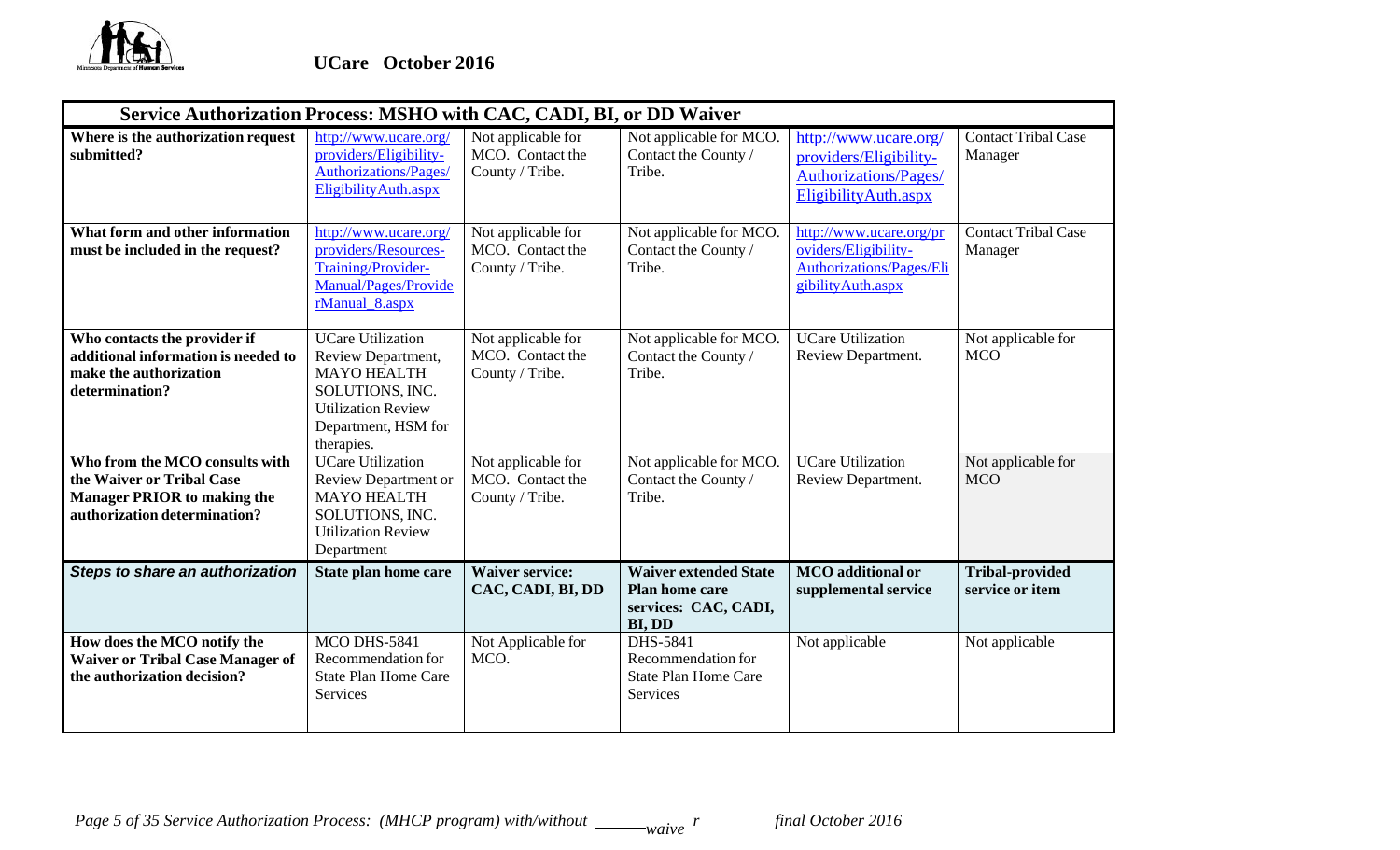**UCare October 2016**

| Service Authorization Process: MSHO with CAC, CADI, BI, or DD Waiver | | | | | |
|---|---|---|---|---|---|
| **Where is the authorization request submitted?** | http://www.ucare.org/providers/Eligibility-Authorizations/Pages/EligibilityAuth.aspx | Not applicable for MCO. Contact the County / Tribe. | Not applicable for MCO. Contact the County / Tribe. | http://www.ucare.org/providers/Eligibility-Authorizations/Pages/EligibilityAuth.aspx | Contact Tribal Case Manager |
| **What form and other information must be included in the request?** | http://www.ucare.org/providers/Resources-Training/Provider-Manual/Pages/ProviderManual_8.aspx | Not applicable for MCO. Contact the County / Tribe. | Not applicable for MCO. Contact the County / Tribe. | http://www.ucare.org/providers/Eligibility-Authorizations/Pages/EligibilityAuth.aspx | Contact Tribal Case Manager |
| **Who contacts the provider if additional information is needed to make the authorization determination?** | UCare Utilization Review Department, MAYO HEALTH SOLUTIONS, INC. Utilization Review Department, HSM for therapies. | Not applicable for MCO. Contact the County / Tribe. | Not applicable for MCO. Contact the County / Tribe. | UCare Utilization Review Department. | Not applicable for MCO |
| **Who from the MCO consults with the Waiver or Tribal Case Manager PRIOR to making the authorization determination?** | UCare Utilization Review Department or MAYO HEALTH SOLUTIONS, INC. Utilization Review Department | Not applicable for MCO. Contact the County / Tribe. | Not applicable for MCO. Contact the County / Tribe. | UCare Utilization Review Department. | Not applicable for MCO |
| ***Steps to share an authorization*** | **State plan home care** | **Waiver service: CAC, CADI, BI, DD** | **Waiver extended State Plan home care services: CAC, CADI, BI, DD** | **MCO additional or supplemental service** | **Tribal-provided service or item** |
| **How does the MCO notify the Waiver or Tribal Case Manager of the authorization decision?** | MCO DHS-5841 Recommendation for State Plan Home Care Services | Not Applicable for MCO. | DHS-5841 Recommendation for State Plan Home Care Services | Not applicable | Not applicable |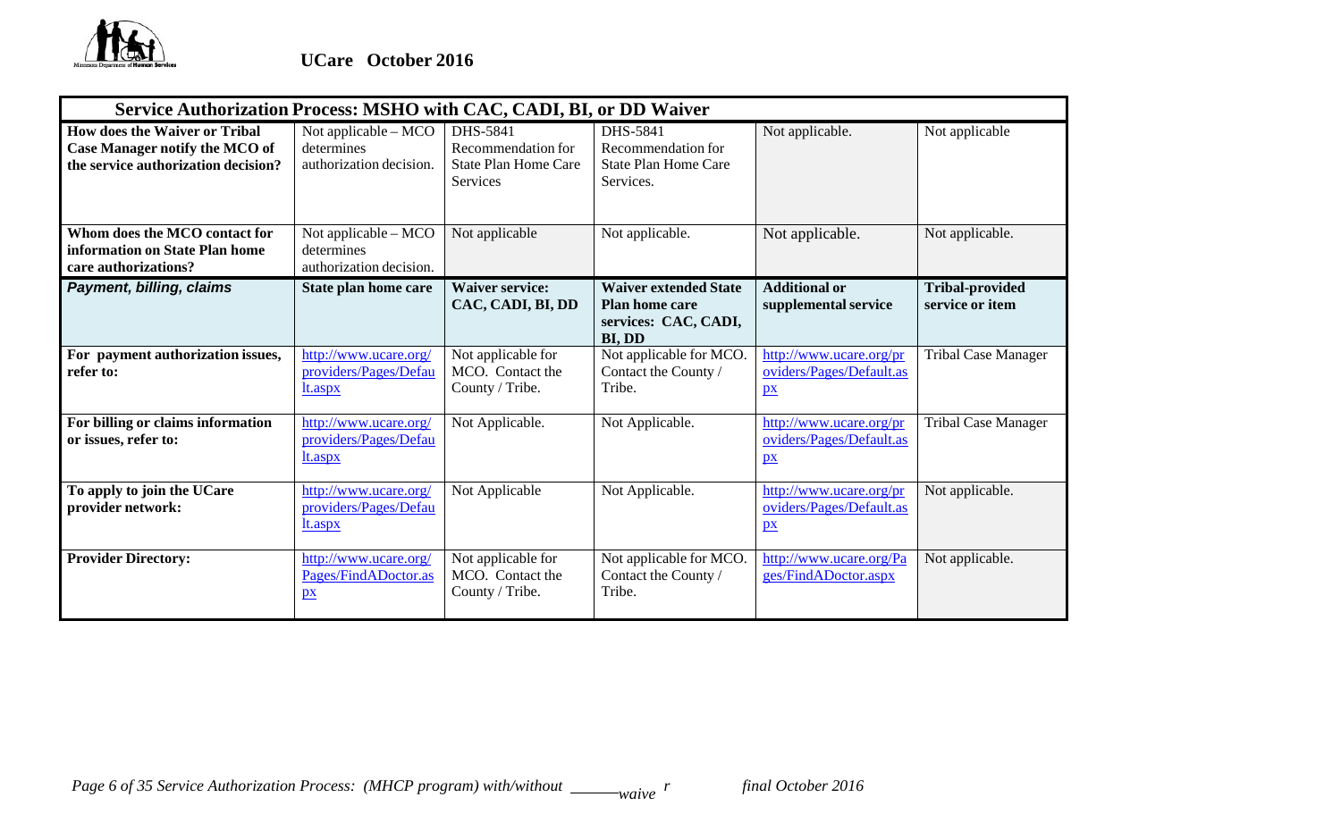**UCare October 2016**

| Service Authorization Process: MSHO with CAC, CADI, BI, or DD Waiver | | | | | |
|---|---|---|---|---|---|
| **How does the Waiver or Tribal Case Manager notify the MCO of the service authorization decision?** | Not applicable – MCO determines authorization decision. | DHS-5841 Recommendation for State Plan Home Care Services | DHS-5841 Recommendation for State Plan Home Care Services. | Not applicable. | Not applicable |
| **Whom does the MCO contact for information on State Plan home care authorizations?** | Not applicable – MCO determines authorization decision. | Not applicable | Not applicable. | Not applicable. | Not applicable. |
| ***Payment, billing, claims*** | **State plan home care** | **Waiver service: CAC, CADI, BI, DD** | **Waiver extended State Plan home care services: CAC, CADI, BI, DD** | **Additional or supplemental service** | **Tribal-provided service or item** |
| **For payment authorization issues, refer to:** | http://www.ucare.org/providers/Pages/Default.aspx | Not applicable for MCO. Contact the County / Tribe. | Not applicable for MCO. Contact the County / Tribe. | http://www.ucare.org/providers/Pages/Default.aspx | Tribal Case Manager |
| **For billing or claims information or issues, refer to:** | http://www.ucare.org/providers/Pages/Default.aspx | Not Applicable. | Not Applicable. | http://www.ucare.org/providers/Pages/Default.aspx | Tribal Case Manager |
| **To apply to join the UCare provider network:** | http://www.ucare.org/providers/Pages/Default.aspx | Not Applicable | Not Applicable. | http://www.ucare.org/providers/Pages/Default.aspx | Not applicable. |
| **Provider Directory:** | http://www.ucare.org/Pages/FindADoctor.aspx | Not applicable for MCO. Contact the County / Tribe. | Not applicable for MCO. Contact the County / Tribe. | http://www.ucare.org/Pages/FindADoctor.aspx | Not applicable. |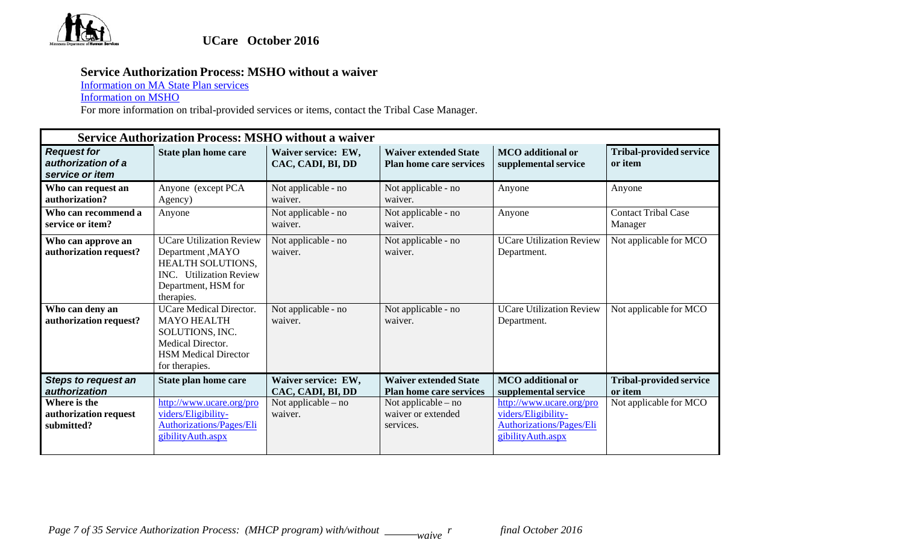**UCare October 2016**

## Service Authorization Process: MSHO without a waiver

[Information on MA State Plan services]

[Information on MSHO]

For more information on tribal-provided services or items, contact the Tribal Case Manager.

| Service Authorization Process: MSHO without a waiver | | | | | |
|---|---|---|---|---|---|
| ***Request for authorization of a service or item*** | **State plan home care** | **Waiver service: EW, CAC, CADI, BI, DD** | **Waiver extended State Plan home care services** | **MCO additional or supplemental service** | **Tribal-provided service or item** |
| **Who can request an authorization?** | Anyone (except PCA Agency) | Not applicable - no waiver. | Not applicable - no waiver. | Anyone | Anyone |
| **Who can recommend a service or item?** | Anyone | Not applicable - no waiver. | Not applicable - no waiver. | Anyone | Contact Tribal Case Manager |
| **Who can approve an authorization request?** | UCare Utilization Review Department ,MAYO HEALTH SOLUTIONS, INC. Utilization Review Department, HSM for therapies. | Not applicable - no waiver. | Not applicable - no waiver. | UCare Utilization Review Department. | Not applicable for MCO |
| **Who can deny an authorization request?** | UCare Medical Director. MAYO HEALTH SOLUTIONS, INC. Medical Director. HSM Medical Director for therapies. | Not applicable - no waiver. | Not applicable - no waiver. | UCare Utilization Review Department. | Not applicable for MCO |
| ***Steps to request an authorization*** | **State plan home care** | **Waiver service: EW, CAC, CADI, BI, DD** | **Waiver extended State Plan home care services** | **MCO additional or supplemental service** | **Tribal-provided service or item** |
| **Where is the authorization request submitted?** | http://www.ucare.org/providers/Eligibility-Authorizations/Pages/EligibilityAuth.aspx | Not applicable – no waiver. | Not applicable – no waiver or extended services. | http://www.ucare.org/providers/Eligibility-Authorizations/Pages/EligibilityAuth.aspx | Not applicable for MCO |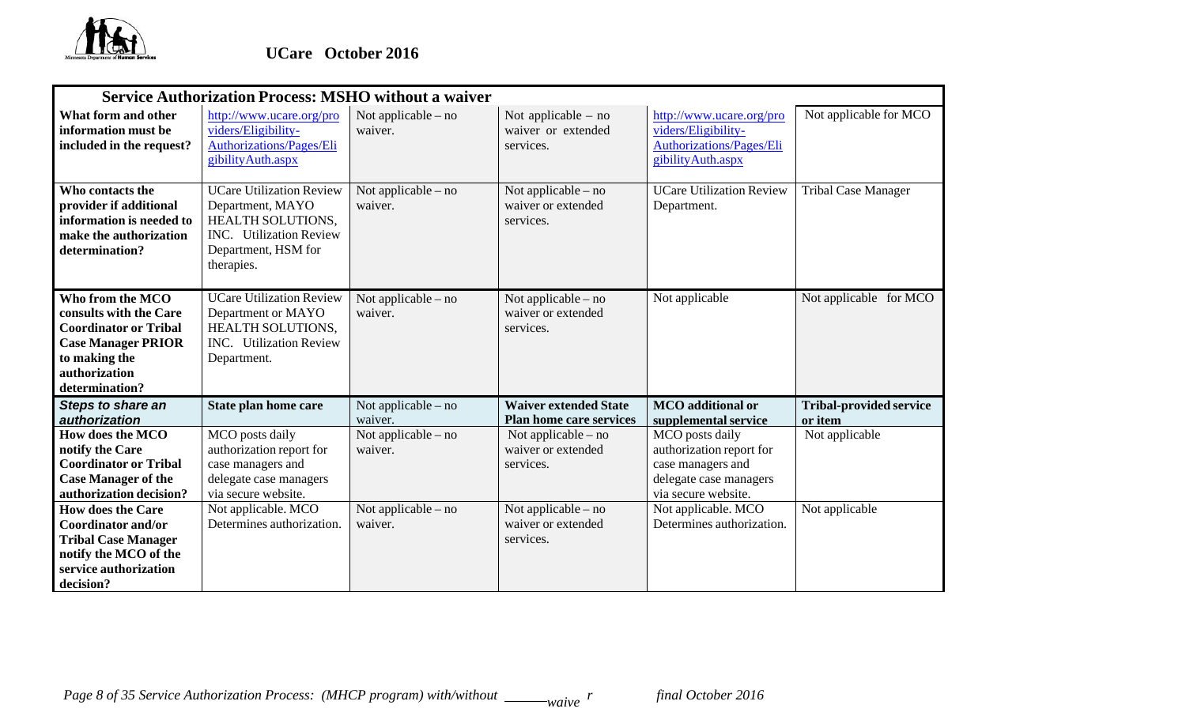**UCare October 2016**

| Service Authorization Process: MSHO without a waiver | | | | | |
|---|---|---|---|---|---|
| **What form and other information must be included in the request?** | http://www.ucare.org/providers/Eligibility-Authorizations/Pages/EligibilityAuth.aspx | Not applicable – no waiver. | Not applicable – no waiver or extended services. | http://www.ucare.org/providers/Eligibility-Authorizations/Pages/EligibilityAuth.aspx | Not applicable for MCO |
| **Who contacts the provider if additional information is needed to make the authorization determination?** | UCare Utilization Review Department, MAYO HEALTH SOLUTIONS, INC. Utilization Review Department, HSM for therapies. | Not applicable – no waiver. | Not applicable – no waiver or extended services. | UCare Utilization Review Department. | Tribal Case Manager |
| **Who from the MCO consults with the Care Coordinator or Tribal Case Manager PRIOR to making the authorization determination?** | UCare Utilization Review Department or MAYO HEALTH SOLUTIONS, INC. Utilization Review Department. | Not applicable – no waiver. | Not applicable – no waiver or extended services. | Not applicable | Not applicable for MCO |
| ***Steps to share an authorization*** | **State plan home care** | Not applicable – no waiver. | **Waiver extended State Plan home care services** | **MCO additional or supplemental service** | **Tribal-provided service or item** |
| **How does the MCO notify the Care Coordinator or Tribal Case Manager of the authorization decision?** | MCO posts daily authorization report for case managers and delegate case managers via secure website. | Not applicable – no waiver. | Not applicable – no waiver or extended services. | MCO posts daily authorization report for case managers and delegate case managers via secure website. | Not applicable |
| **How does the Care Coordinator and/or Tribal Case Manager notify the MCO of the service authorization decision?** | Not applicable. MCO Determines authorization. | Not applicable – no waiver. | Not applicable – no waiver or extended services. | Not applicable. MCO Determines authorization. | Not applicable |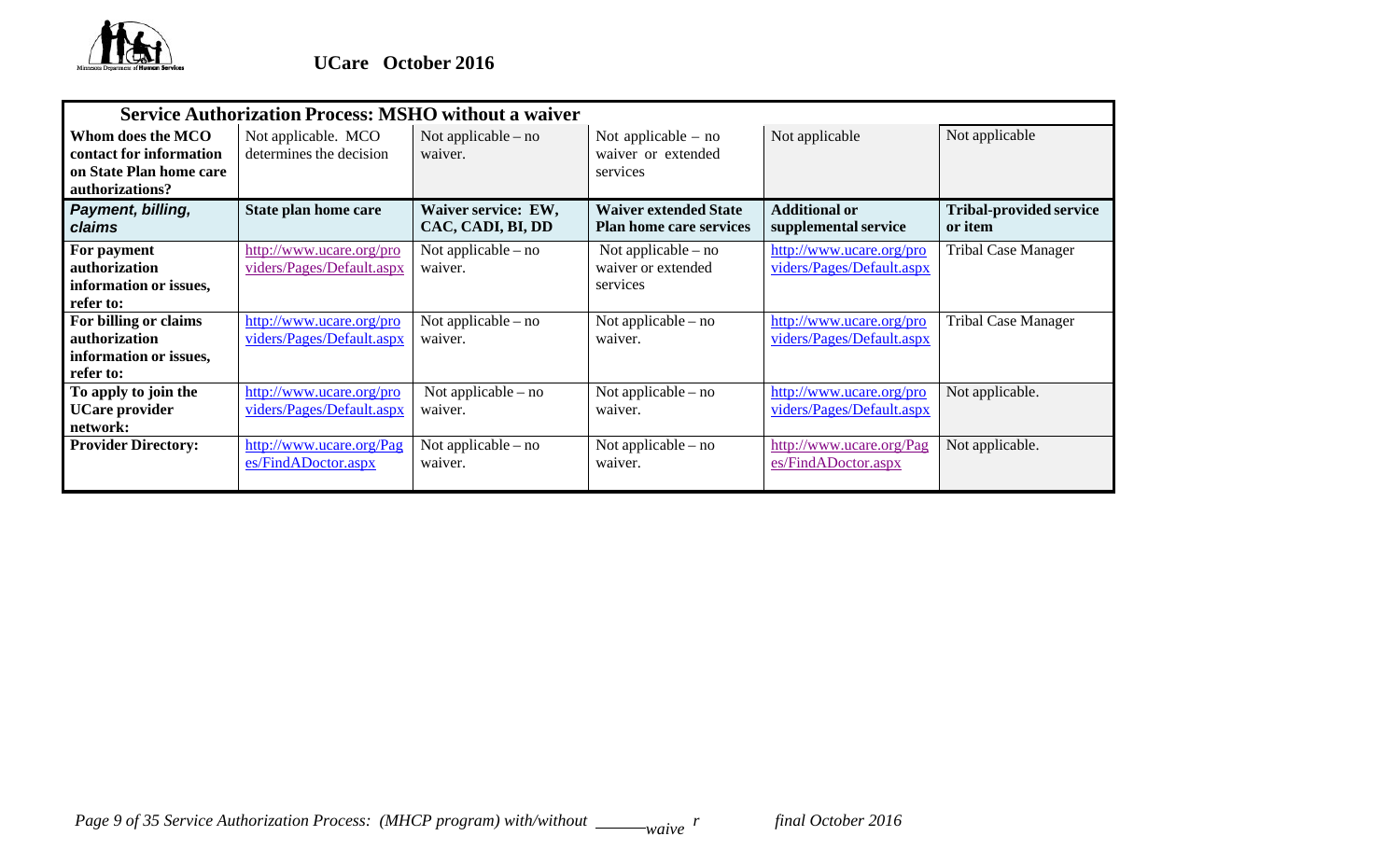UCare October 2016

| Service Authorization Process: MSHO without a waiver | | | | | |
|---|---|---|---|---|---|
| **Whom does the MCO contact for information on State Plan home care authorizations?** | Not applicable. MCO determines the decision | Not applicable – no waiver. | Not applicable – no waiver or extended services | Not applicable | Not applicable |
| ***Payment, billing, claims*** | **State plan home care** | **Waiver service: EW, CAC, CADI, BI, DD** | **Waiver extended State Plan home care services** | **Additional or supplemental service** | **Tribal-provided service or item** |
| **For payment authorization information or issues, refer to:** | http://www.ucare.org/providers/Pages/Default.aspx | Not applicable – no waiver. | Not applicable – no waiver or extended services | http://www.ucare.org/providers/Pages/Default.aspx | Tribal Case Manager |
| **For billing or claims authorization information or issues, refer to:** | http://www.ucare.org/providers/Pages/Default.aspx | Not applicable – no waiver. | Not applicable – no waiver. | http://www.ucare.org/providers/Pages/Default.aspx | Tribal Case Manager |
| **To apply to join the UCare provider network:** | http://www.ucare.org/providers/Pages/Default.aspx | Not applicable – no waiver. | Not applicable – no waiver. | http://www.ucare.org/providers/Pages/Default.aspx | Not applicable. |
| **Provider Directory:** | http://www.ucare.org/Pages/FindADoctor.aspx | Not applicable – no waiver. | Not applicable – no waiver. | http://www.ucare.org/Pages/FindADoctor.aspx | Not applicable. |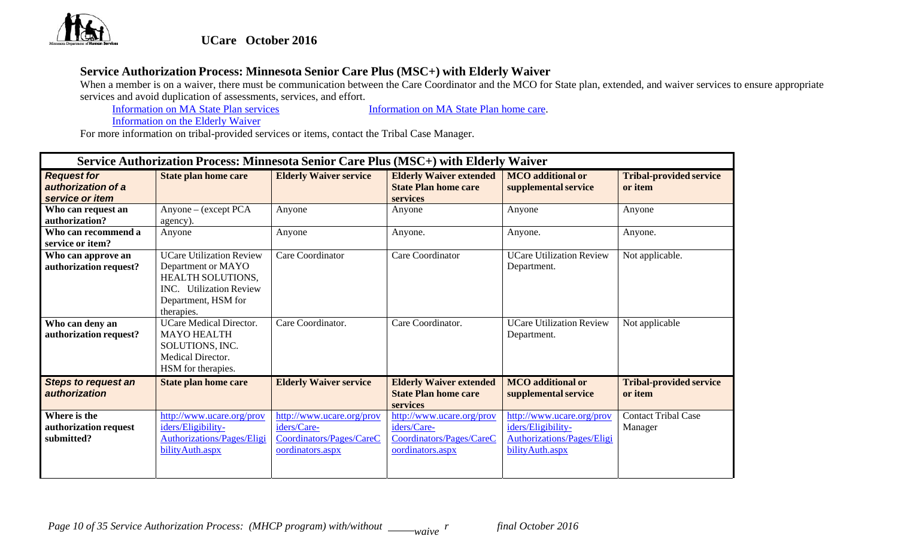**UCare October 2016**

## Service Authorization Process: Minnesota Senior Care Plus (MSC+) with Elderly Waiver

When a member is on a waiver, there must be communication between the Care Coordinator and the MCO for State plan, extended, and waiver services to ensure appropriate services and avoid duplication of assessments, services, and effort.

[Information on MA State Plan services](#) [Information on MA State Plan home care](#).
[Information on the Elderly Waiver](#)

For more information on tribal-provided services or items, contact the Tribal Case Manager.

| Service Authorization Process: Minnesota Senior Care Plus (MSC+) with Elderly Waiver | | | | | |
|---|---|---|---|---|---|
| ***Request for authorization of a service or item*** | **State plan home care** | **Elderly Waiver service** | **Elderly Waiver extended State Plan home care services** | **MCO additional or supplemental service** | **Tribal-provided service or item** |
| **Who can request an authorization?** | Anyone – (except PCA agency). | Anyone | Anyone | Anyone | Anyone |
| **Who can recommend a service or item?** | Anyone | Anyone | Anyone. | Anyone. | Anyone. |
| **Who can approve an authorization request?** | UCare Utilization Review Department or MAYO HEALTH SOLUTIONS, INC. Utilization Review Department, HSM for therapies. | Care Coordinator | Care Coordinator | UCare Utilization Review Department. | Not applicable. |
| **Who can deny an authorization request?** | UCare Medical Director. MAYO HEALTH SOLUTIONS, INC. Medical Director. HSM for therapies. | Care Coordinator. | Care Coordinator. | UCare Utilization Review Department. | Not applicable |
| ***Steps to request an authorization*** | **State plan home care** | **Elderly Waiver service** | **Elderly Waiver extended State Plan home care services** | **MCO additional or supplemental service** | **Tribal-provided service or item** |
| **Where is the authorization request submitted?** | http://www.ucare.org/providers/Eligibility-Authorizations/Pages/EligibilityAuth.aspx | http://www.ucare.org/providers/Care-Coordinators/Pages/CareCoordinators.aspx | http://www.ucare.org/providers/Care-Coordinators/Pages/CareCoordinators.aspx | http://www.ucare.org/providers/Eligibility-Authorizations/Pages/EligibilityAuth.aspx | Contact Tribal Case Manager |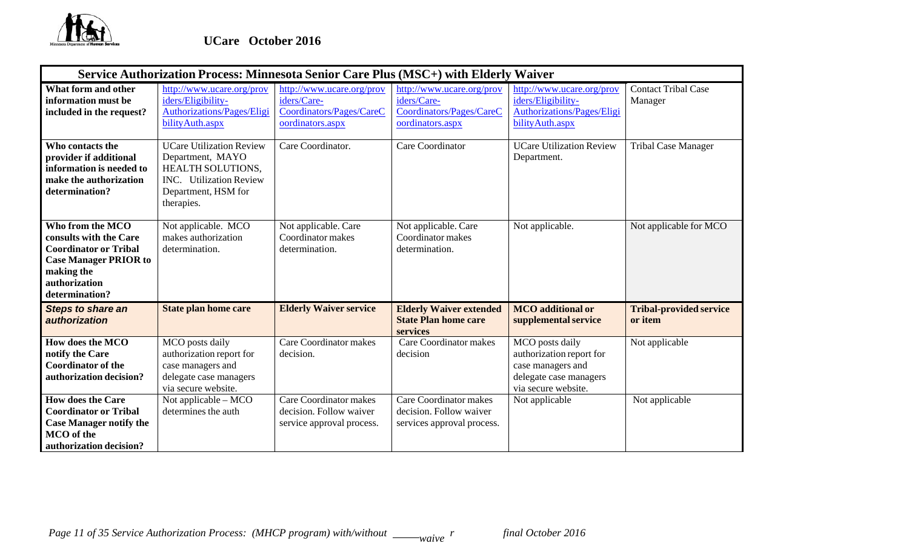**UCare October 2016**

| Service Authorization Process: Minnesota Senior Care Plus (MSC+) with Elderly Waiver | | | | | |
|---|---|---|---|---|---|
| **What form and other information must be included in the request?** | http://www.ucare.org/providers/Eligibility-Authorizations/Pages/EligibilityAuth.aspx | http://www.ucare.org/providers/Care-Coordinators/Pages/CareCoordinators.aspx | http://www.ucare.org/providers/Care-Coordinators/Pages/CareCoordinators.aspx | http://www.ucare.org/providers/Eligibility-Authorizations/Pages/EligibilityAuth.aspx | Contact Tribal Case Manager |
| **Who contacts the provider if additional information is needed to make the authorization determination?** | UCare Utilization Review Department, MAYO HEALTH SOLUTIONS, INC. Utilization Review Department, HSM for therapies. | Care Coordinator. | Care Coordinator | UCare Utilization Review Department. | Tribal Case Manager |
| **Who from the MCO consults with the Care Coordinator or Tribal Case Manager PRIOR to making the authorization determination?** | Not applicable. MCO makes authorization determination. | Not applicable. Care Coordinator makes determination. | Not applicable. Care Coordinator makes determination. | Not applicable. | Not applicable for MCO |
| ***Steps to share an authorization*** | **State plan home care** | **Elderly Waiver service** | **Elderly Waiver extended State Plan home care services** | **MCO additional or supplemental service** | **Tribal-provided service or item** |
| **How does the MCO notify the Care Coordinator of the authorization decision?** | MCO posts daily authorization report for case managers and delegate case managers via secure website. | Care Coordinator makes decision. | Care Coordinator makes decision | MCO posts daily authorization report for case managers and delegate case managers via secure website. | Not applicable |
| **How does the Care Coordinator or Tribal Case Manager notify the MCO of the authorization decision?** | Not applicable – MCO determines the auth | Care Coordinator makes decision. Follow waiver service approval process. | Care Coordinator makes decision. Follow waiver services approval process. | Not applicable | Not applicable |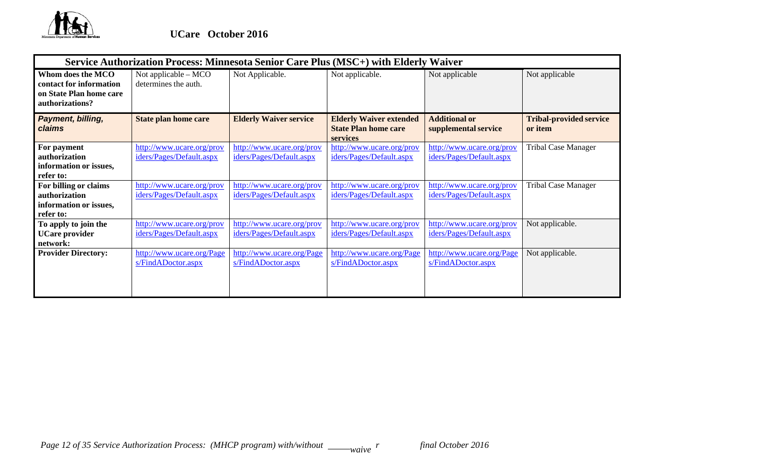| Service Authorization Process: Minnesota Senior Care Plus (MSC+) with Elderly Waiver | | | | | |
|---|---|---|---|---|---|
| **Whom does the MCO contact for information on State Plan home care authorizations?** | Not applicable – MCO determines the auth. | Not Applicable. | Not applicable. | Not applicable | Not applicable |
| ***Payment, billing, claims*** | **State plan home care** | **Elderly Waiver service** | **Elderly Waiver extended State Plan home care services** | **Additional or supplemental service** | **Tribal-provided service or item** |
| **For payment authorization information or issues, refer to:** | http://www.ucare.org/providers/Pages/Default.aspx | http://www.ucare.org/providers/Pages/Default.aspx | http://www.ucare.org/providers/Pages/Default.aspx | http://www.ucare.org/providers/Pages/Default.aspx | Tribal Case Manager |
| **For billing or claims authorization information or issues, refer to:** | http://www.ucare.org/providers/Pages/Default.aspx | http://www.ucare.org/providers/Pages/Default.aspx | http://www.ucare.org/providers/Pages/Default.aspx | http://www.ucare.org/providers/Pages/Default.aspx | Tribal Case Manager |
| **To apply to join the UCare provider network:** | http://www.ucare.org/providers/Pages/Default.aspx | http://www.ucare.org/providers/Pages/Default.aspx | http://www.ucare.org/providers/Pages/Default.aspx | http://www.ucare.org/providers/Pages/Default.aspx | Not applicable. |
| **Provider Directory:** | http://www.ucare.org/Pages/FindADoctor.aspx | http://www.ucare.org/Pages/FindADoctor.aspx | http://www.ucare.org/Pages/FindADoctor.aspx | http://www.ucare.org/Pages/FindADoctor.aspx | Not applicable. |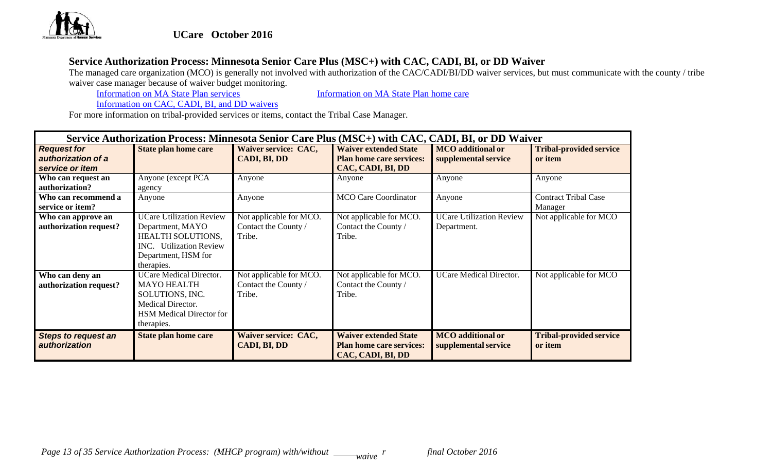**UCare October 2016**

## Service Authorization Process: Minnesota Senior Care Plus (MSC+) with CAC, CADI, BI, or DD Waiver

The managed care organization (MCO) is generally not involved with authorization of the CAC/CADI/BI/DD waiver services, but must communicate with the county / tribe waiver case manager because of waiver budget monitoring.

[Information on MA State Plan services] [Information on MA State Plan home care]

[Information on CAC, CADI, BI, and DD waivers]

For more information on tribal-provided services or items, contact the Tribal Case Manager.

| Service Authorization Process: Minnesota Senior Care Plus (MSC+) with CAC, CADI, BI, or DD Waiver | | | | | |
|---|---|---|---|---|---|
| ***Request for authorization of a service or item*** | **State plan home care** | **Waiver service: CAC, CADI, BI, DD** | **Waiver extended State Plan home care services: CAC, CADI, BI, DD** | **MCO additional or supplemental service** | **Tribal-provided service or item** |
| **Who can request an authorization?** | Anyone (except PCA agency | Anyone | Anyone | Anyone | Anyone |
| **Who can recommend a service or item?** | Anyone | Anyone | MCO Care Coordinator | Anyone | Contract Tribal Case Manager |
| **Who can approve an authorization request?** | UCare Utilization Review Department, MAYO HEALTH SOLUTIONS, INC. Utilization Review Department, HSM for therapies. | Not applicable for MCO. Contact the County / Tribe. | Not applicable for MCO. Contact the County / Tribe. | UCare Utilization Review Department. | Not applicable for MCO |
| **Who can deny an authorization request?** | UCare Medical Director. MAYO HEALTH SOLUTIONS, INC. Medical Director. HSM Medical Director for therapies. | Not applicable for MCO. Contact the County / Tribe. | Not applicable for MCO. Contact the County / Tribe. | UCare Medical Director. | Not applicable for MCO |
| ***Steps to request an authorization*** | **State plan home care** | **Waiver service: CAC, CADI, BI, DD** | **Waiver extended State Plan home care services: CAC, CADI, BI, DD** | **MCO additional or supplemental service** | **Tribal-provided service or item** |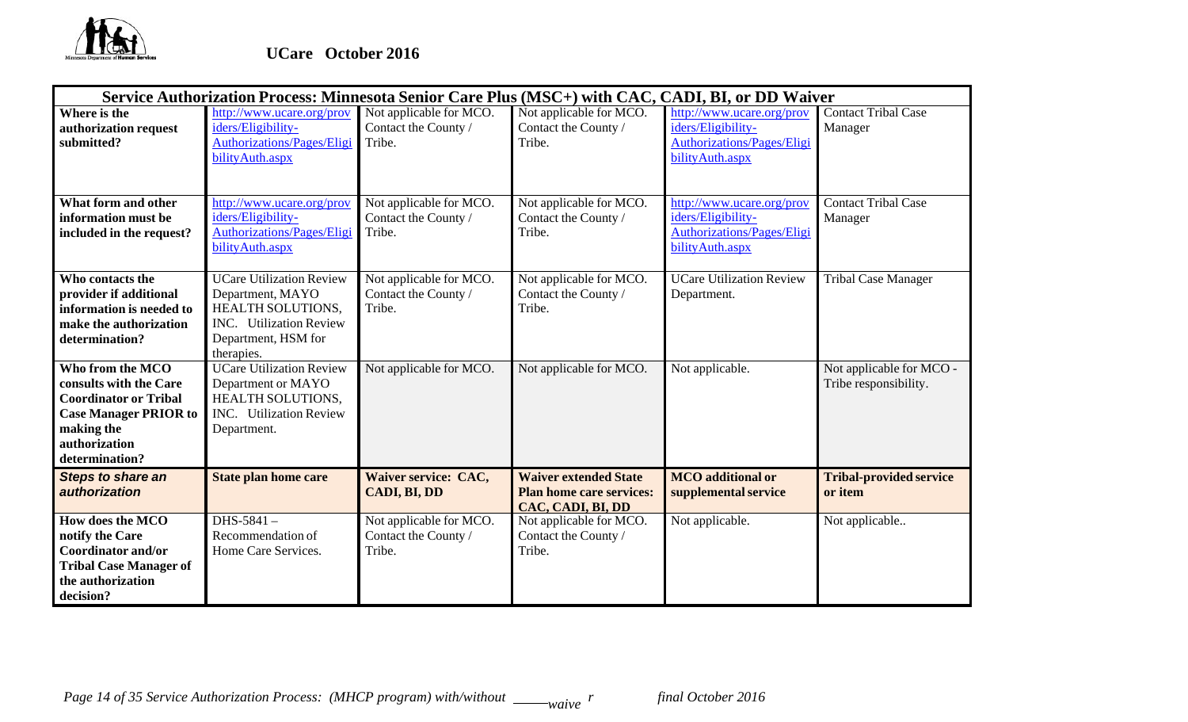**UCare October 2016**

| Service Authorization Process: Minnesota Senior Care Plus (MSC+) with CAC, CADI, BI, or DD Waiver | | | | | |
|---|---|---|---|---|---|
| **Where is the authorization request submitted?** | http://www.ucare.org/providers/Eligibility-Authorizations/Pages/EligibilityAuth.aspx | Not applicable for MCO. Contact the County / Tribe. | Not applicable for MCO. Contact the County / Tribe. | http://www.ucare.org/providers/Eligibility-Authorizations/Pages/EligibilityAuth.aspx | Contact Tribal Case Manager |
| **What form and other information must be included in the request?** | http://www.ucare.org/providers/Eligibility-Authorizations/Pages/EligibilityAuth.aspx | Not applicable for MCO. Contact the County / Tribe. | Not applicable for MCO. Contact the County / Tribe. | http://www.ucare.org/providers/Eligibility-Authorizations/Pages/EligibilityAuth.aspx | Contact Tribal Case Manager |
| **Who contacts the provider if additional information is needed to make the authorization determination?** | UCare Utilization Review Department, MAYO HEALTH SOLUTIONS, INC. Utilization Review Department, HSM for therapies. | Not applicable for MCO. Contact the County / Tribe. | Not applicable for MCO. Contact the County / Tribe. | UCare Utilization Review Department. | Tribal Case Manager |
| **Who from the MCO consults with the Care Coordinator or Tribal Case Manager PRIOR to making the authorization determination?** | UCare Utilization Review Department or MAYO HEALTH SOLUTIONS, INC. Utilization Review Department. | Not applicable for MCO. | Not applicable for MCO. | Not applicable. | Not applicable for MCO - Tribe responsibility. |
| ***Steps to share an authorization*** | **State plan home care** | **Waiver service: CAC, CADI, BI, DD** | **Waiver extended State Plan home care services: CAC, CADI, BI, DD** | **MCO additional or supplemental service** | **Tribal-provided service or item** |
| **How does the MCO notify the Care Coordinator and/or Tribal Case Manager of the authorization decision?** | DHS-5841 – Recommendation of Home Care Services. | Not applicable for MCO. Contact the County / Tribe. | Not applicable for MCO. Contact the County / Tribe. | Not applicable. | Not applicable.. |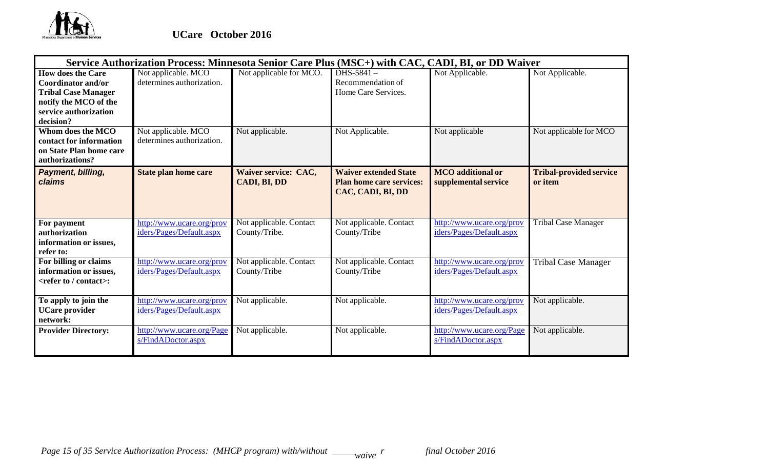UCare October 2016

| Service Authorization Process: Minnesota Senior Care Plus (MSC+) with CAC, CADI, BI, or DD Waiver | | | | | |
|---|---|---|---|---|---|
| **How does the Care Coordinator and/or Tribal Case Manager notify the MCO of the service authorization decision?** | Not applicable. MCO determines authorization. | Not applicable for MCO. | DHS-5841 – Recommendation of Home Care Services. | Not Applicable. | Not Applicable. |
| **Whom does the MCO contact for information on State Plan home care authorizations?** | Not applicable. MCO determines authorization. | Not applicable. | Not Applicable. | Not applicable | Not applicable for MCO |
| ***Payment, billing, claims*** | **State plan home care** | **Waiver service: CAC, CADI, BI, DD** | **Waiver extended State Plan home care services: CAC, CADI, BI, DD** | **MCO additional or supplemental service** | **Tribal-provided service or item** |
| **For payment authorization information or issues, refer to:** | http://www.ucare.org/providers/Pages/Default.aspx | Not applicable. Contact County/Tribe. | Not applicable. Contact County/Tribe | http://www.ucare.org/providers/Pages/Default.aspx | Tribal Case Manager |
| **For billing or claims information or issues, <refer to / contact>:** | http://www.ucare.org/providers/Pages/Default.aspx | Not applicable. Contact County/Tribe | Not applicable. Contact County/Tribe | http://www.ucare.org/providers/Pages/Default.aspx | Tribal Case Manager |
| **To apply to join the UCare provider network:** | http://www.ucare.org/providers/Pages/Default.aspx | Not applicable. | Not applicable. | http://www.ucare.org/providers/Pages/Default.aspx | Not applicable. |
| **Provider Directory:** | http://www.ucare.org/Pages/FindADoctor.aspx | Not applicable. | Not applicable. | http://www.ucare.org/Pages/FindADoctor.aspx | Not applicable. |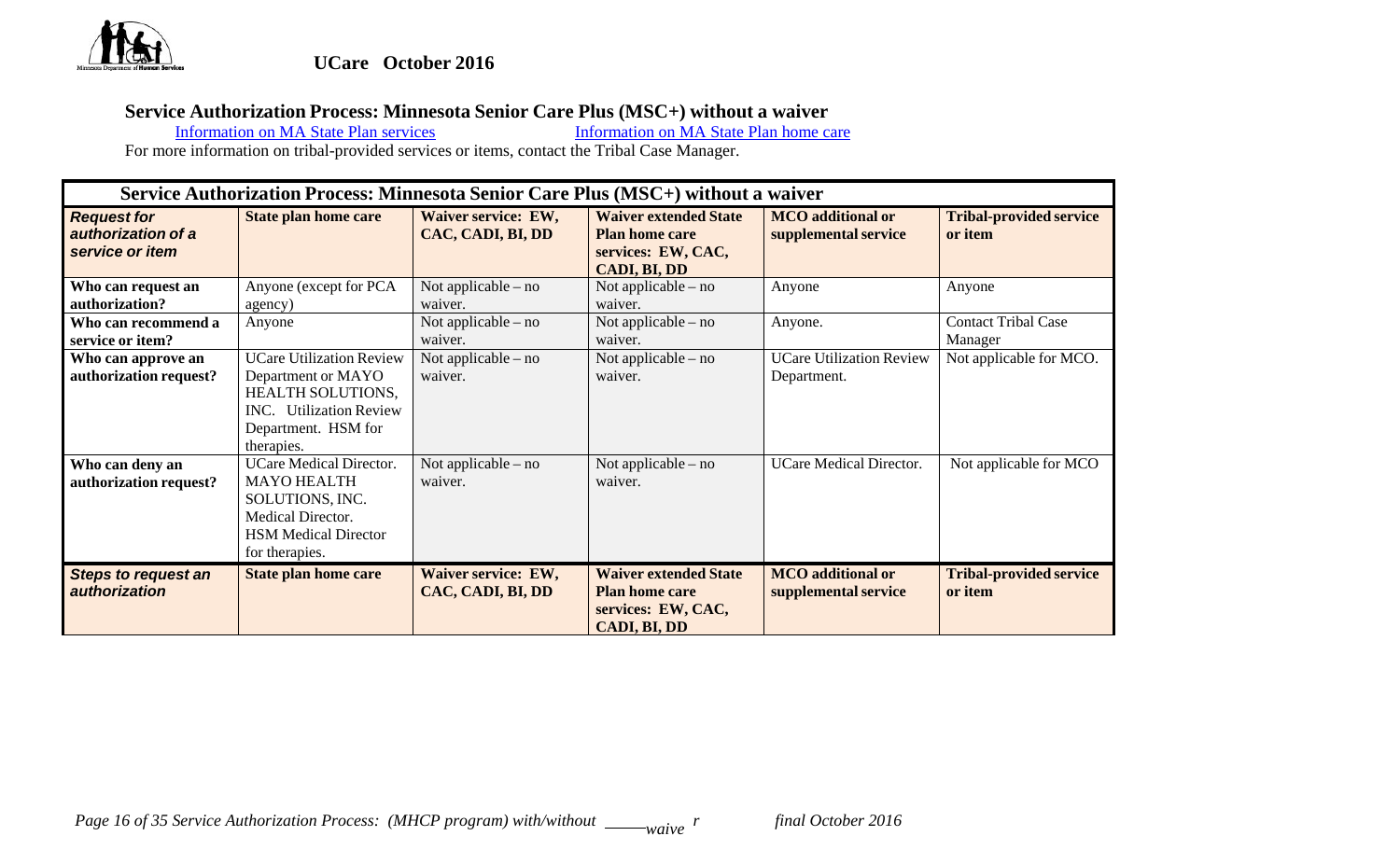**UCare October 2016**

## Service Authorization Process: Minnesota Senior Care Plus (MSC+) without a waiver

[Information on MA State Plan services] [Information on MA State Plan home care]

For more information on tribal-provided services or items, contact the Tribal Case Manager.

| Service Authorization Process: Minnesota Senior Care Plus (MSC+) without a waiver | | | | | |
|---|---|---|---|---|---|
| ***Request for authorization of a service or item*** | **State plan home care** | **Waiver service: EW, CAC, CADI, BI, DD** | **Waiver extended State Plan home care services: EW, CAC, CADI, BI, DD** | **MCO additional or supplemental service** | **Tribal-provided service or item** |
| **Who can request an authorization?** | Anyone (except for PCA agency) | Not applicable – no waiver. | Not applicable – no waiver. | Anyone | Anyone |
| **Who can recommend a service or item?** | Anyone | Not applicable – no waiver. | Not applicable – no waiver. | Anyone. | Contact Tribal Case Manager |
| **Who can approve an authorization request?** | UCare Utilization Review Department or MAYO HEALTH SOLUTIONS, INC. Utilization Review Department. HSM for therapies. | Not applicable – no waiver. | Not applicable – no waiver. | UCare Utilization Review Department. | Not applicable for MCO. |
| **Who can deny an authorization request?** | UCare Medical Director. MAYO HEALTH SOLUTIONS, INC. Medical Director. HSM Medical Director for therapies. | Not applicable – no waiver. | Not applicable – no waiver. | UCare Medical Director. | Not applicable for MCO |
| ***Steps to request an authorization*** | **State plan home care** | **Waiver service: EW, CAC, CADI, BI, DD** | **Waiver extended State Plan home care services: EW, CAC, CADI, BI, DD** | **MCO additional or supplemental service** | **Tribal-provided service or item** |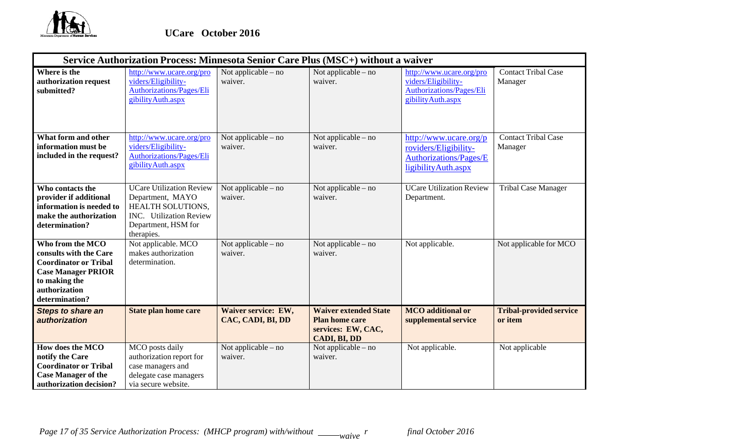**UCare October 2016**

| Service Authorization Process: Minnesota Senior Care Plus (MSC+) without a waiver | | | | | |
|---|---|---|---|---|---|
| **Where is the authorization request submitted?** | http://www.ucare.org/providers/Eligibility-Authorizations/Pages/EligibilityAuth.aspx | Not applicable – no waiver. | Not applicable – no waiver. | http://www.ucare.org/providers/Eligibility-Authorizations/Pages/EligibilityAuth.aspx | Contact Tribal Case Manager |
| **What form and other information must be included in the request?** | http://www.ucare.org/providers/Eligibility-Authorizations/Pages/EligibilityAuth.aspx | Not applicable – no waiver. | Not applicable – no waiver. | http://www.ucare.org/providers/Eligibility-Authorizations/Pages/EligibilityAuth.aspx | Contact Tribal Case Manager |
| **Who contacts the provider if additional information is needed to make the authorization determination?** | UCare Utilization Review Department, MAYO HEALTH SOLUTIONS, INC. Utilization Review Department, HSM for therapies. | Not applicable – no waiver. | Not applicable – no waiver. | UCare Utilization Review Department. | Tribal Case Manager |
| **Who from the MCO consults with the Care Coordinator or Tribal Case Manager PRIOR to making the authorization determination?** | Not applicable. MCO makes authorization determination. | Not applicable – no waiver. | Not applicable – no waiver. | Not applicable. | Not applicable for MCO |
| ***Steps to share an authorization*** | **State plan home care** | **Waiver service: EW, CAC, CADI, BI, DD** | **Waiver extended State Plan home care services: EW, CAC, CADI, BI, DD** | **MCO additional or supplemental service** | **Tribal-provided service or item** |
| **How does the MCO notify the Care Coordinator or Tribal Case Manager of the authorization decision?** | MCO posts daily authorization report for case managers and delegate case managers via secure website. | Not applicable – no waiver. | Not applicable – no waiver. | Not applicable. | Not applicable |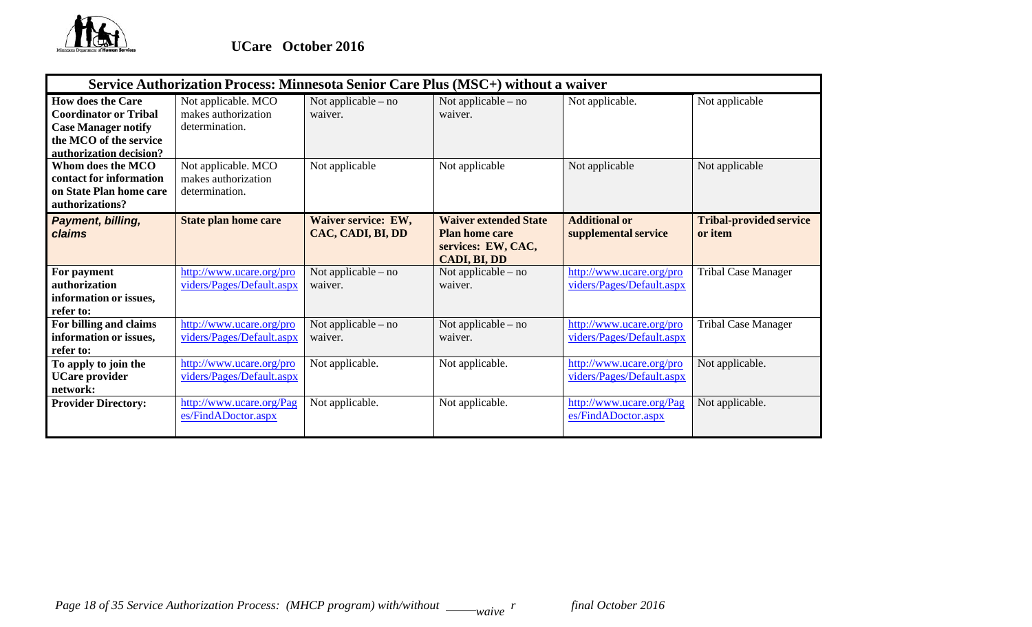UCare October 2016

| Service Authorization Process: Minnesota Senior Care Plus (MSC+) without a waiver | | | | | |
|---|---|---|---|---|---|
| **How does the Care Coordinator or Tribal Case Manager notify the MCO of the service authorization decision?** | Not applicable. MCO makes authorization determination. | Not applicable – no waiver. | Not applicable – no waiver. | Not applicable. | Not applicable |
| **Whom does the MCO contact for information on State Plan home care authorizations?** | Not applicable. MCO makes authorization determination. | Not applicable | Not applicable | Not applicable | Not applicable |
| ***Payment, billing, claims*** | **State plan home care** | **Waiver service: EW, CAC, CADI, BI, DD** | **Waiver extended State Plan home care services: EW, CAC, CADI, BI, DD** | **Additional or supplemental service** | **Tribal-provided service or item** |
| **For payment authorization information or issues, refer to:** | http://www.ucare.org/providers/Pages/Default.aspx | Not applicable – no waiver. | Not applicable – no waiver. | http://www.ucare.org/providers/Pages/Default.aspx | Tribal Case Manager |
| **For billing and claims information or issues, refer to:** | http://www.ucare.org/providers/Pages/Default.aspx | Not applicable – no waiver. | Not applicable – no waiver. | http://www.ucare.org/providers/Pages/Default.aspx | Tribal Case Manager |
| **To apply to join the UCare provider network:** | http://www.ucare.org/providers/Pages/Default.aspx | Not applicable. | Not applicable. | http://www.ucare.org/providers/Pages/Default.aspx | Not applicable. |
| **Provider Directory:** | http://www.ucare.org/Pages/FindADoctor.aspx | Not applicable. | Not applicable. | http://www.ucare.org/Pages/FindADoctor.aspx | Not applicable. |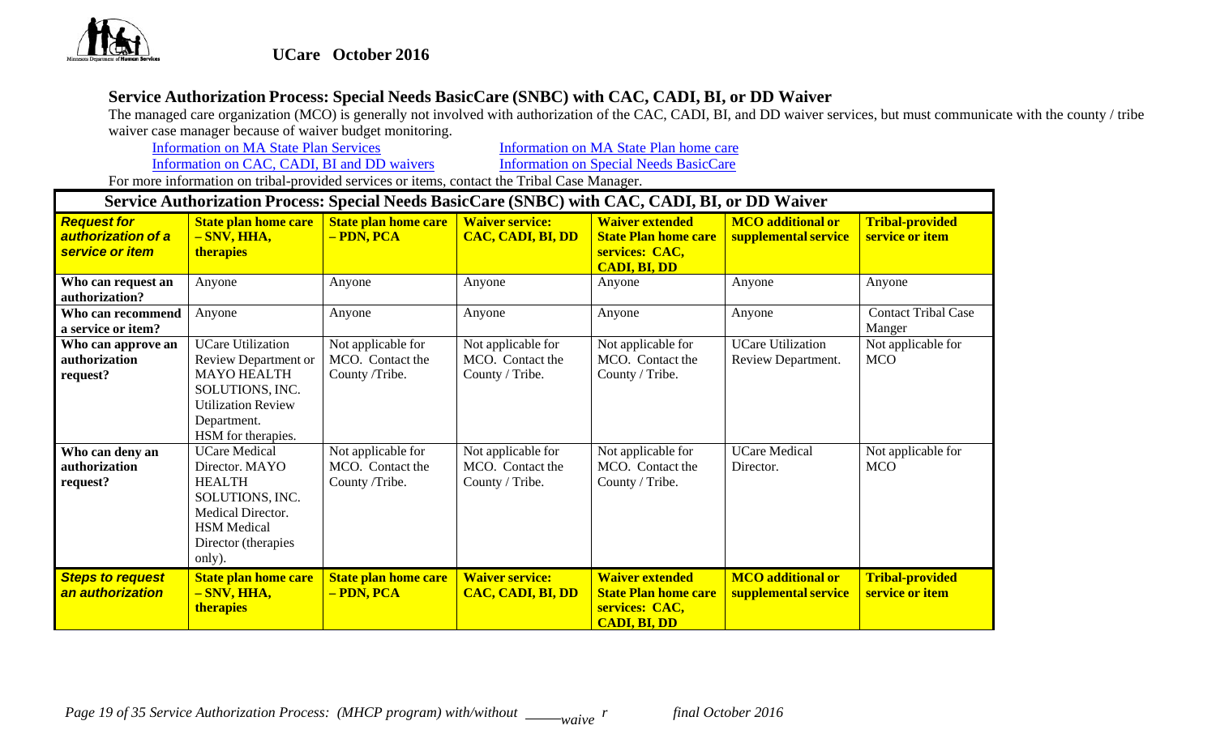**UCare October 2016**

## Service Authorization Process: Special Needs BasicCare (SNBC) with CAC, CADI, BI, or DD Waiver

The managed care organization (MCO) is generally not involved with authorization of the CAC, CADI, BI, and DD waiver services, but must communicate with the county / tribe waiver case manager because of waiver budget monitoring.

Information on MA State Plan Services    Information on MA State Plan home care
Information on CAC, CADI, BI and DD waivers    Information on Special Needs BasicCare

For more information on tribal-provided services or items, contact the Tribal Case Manager.

| Service Authorization Process: Special Needs BasicCare (SNBC) with CAC, CADI, BI, or DD Waiver | | | | | | |
|---|---|---|---|---|---|---|
| **Request for authorization of a service or item** | **State plan home care – SNV, HHA, therapies** | **State plan home care – PDN, PCA** | **Waiver service: CAC, CADI, BI, DD** | **Waiver extended State Plan home care services: CAC, CADI, BI, DD** | **MCO additional or supplemental service** | **Tribal-provided service or item** |
| **Who can request an authorization?** | Anyone | Anyone | Anyone | Anyone | Anyone | Anyone |
| **Who can recommend a service or item?** | Anyone | Anyone | Anyone | Anyone | Anyone | Contact Tribal Case Manger |
| **Who can approve an authorization request?** | UCare Utilization Review Department or MAYO HEALTH SOLUTIONS, INC. Utilization Review Department. HSM for therapies. | Not applicable for MCO. Contact the County /Tribe. | Not applicable for MCO. Contact the County / Tribe. | Not applicable for MCO. Contact the County / Tribe. | UCare Utilization Review Department. | Not applicable for MCO |
| **Who can deny an authorization request?** | UCare Medical Director. MAYO HEALTH SOLUTIONS, INC. Medical Director. HSM Medical Director (therapies only). | Not applicable for MCO. Contact the County /Tribe. | Not applicable for MCO. Contact the County / Tribe. | Not applicable for MCO. Contact the County / Tribe. | UCare Medical Director. | Not applicable for MCO |
| **Steps to request an authorization** | **State plan home care – SNV, HHA, therapies** | **State plan home care – PDN, PCA** | **Waiver service: CAC, CADI, BI, DD** | **Waiver extended State Plan home care services: CAC, CADI, BI, DD** | **MCO additional or supplemental service** | **Tribal-provided service or item** |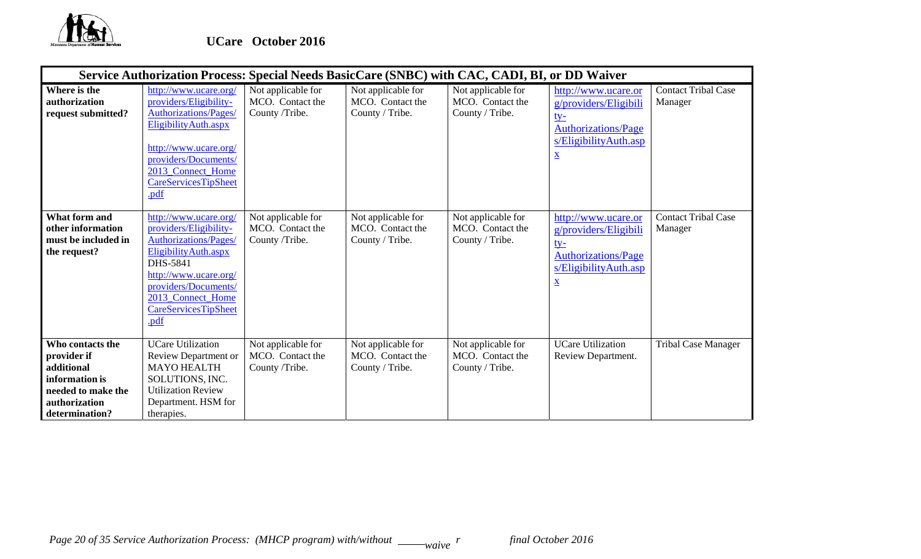**UCare October 2016**

| Service Authorization Process: Special Needs BasicCare (SNBC) with CAC, CADI, BI, or DD Waiver | | | | | | |
|---|---|---|---|---|---|---|
| **Where is the authorization request submitted?** | http://www.ucare.org/providers/Eligibility-Authorizations/Pages/EligibilityAuth.aspx<br><br>http://www.ucare.org/providers/Documents/2013_Connect_HomeCareServicesTipSheet.pdf | Not applicable for MCO. Contact the County /Tribe. | Not applicable for MCO. Contact the County / Tribe. | Not applicable for MCO. Contact the County / Tribe. | http://www.ucare.org/providers/Eligibility-Authorizations/Pages/EligibilityAuth.aspx | Contact Tribal Case Manager |
| **What form and other information must be included in the request?** | http://www.ucare.org/providers/Eligibility-Authorizations/Pages/EligibilityAuth.aspx<br>DHS-5841<br>http://www.ucare.org/providers/Documents/2013_Connect_HomeCareServicesTipSheet.pdf | Not applicable for MCO. Contact the County /Tribe. | Not applicable for MCO. Contact the County / Tribe. | Not applicable for MCO. Contact the County / Tribe. | http://www.ucare.org/providers/Eligibility-Authorizations/Pages/EligibilityAuth.aspx | Contact Tribal Case Manager |
| **Who contacts the provider if additional information is needed to make the authorization determination?** | UCare Utilization Review Department or MAYO HEALTH SOLUTIONS, INC. Utilization Review Department. HSM for therapies. | Not applicable for MCO. Contact the County /Tribe. | Not applicable for MCO. Contact the County / Tribe. | Not applicable for MCO. Contact the County / Tribe. | UCare Utilization Review Department. | Tribal Case Manager |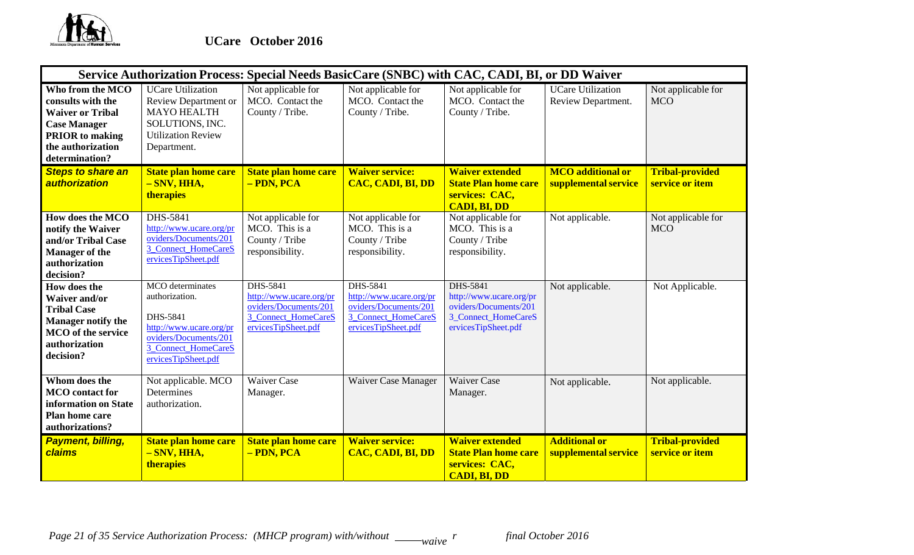UCare October 2016

| Service Authorization Process: Special Needs BasicCare (SNBC) with CAC, CADI, BI, or DD Waiver | | | | | | |
|---|---|---|---|---|---|---|
| **Who from the MCO consults with the Waiver or Tribal Case Manager PRIOR to making the authorization determination?** | UCare Utilization Review Department or MAYO HEALTH SOLUTIONS, INC. Utilization Review Department. | Not applicable for MCO. Contact the County / Tribe. | Not applicable for MCO. Contact the County / Tribe. | Not applicable for MCO. Contact the County / Tribe. | UCare Utilization Review Department. | Not applicable for MCO |
| ***Steps to share an authorization*** | **State plan home care – SNV, HHA, therapies** | **State plan home care – PDN, PCA** | **Waiver service: CAC, CADI, BI, DD** | **Waiver extended State Plan home care services: CAC, CADI, BI, DD** | **MCO additional or supplemental service** | **Tribal-provided service or item** |
| **How does the MCO notify the Waiver and/or Tribal Case Manager of the authorization decision?** | DHS-5841 http://www.ucare.org/providers/Documents/2013_Connect_HomeCareServicesTipSheet.pdf | Not applicable for MCO. This is a County / Tribe responsibility. | Not applicable for MCO. This is a County / Tribe responsibility. | Not applicable for MCO. This is a County / Tribe responsibility. | Not applicable. | Not applicable for MCO |
| **How does the Waiver and/or Tribal Case Manager notify the MCO of the service authorization decision?** | MCO determinates authorization. DHS-5841 http://www.ucare.org/providers/Documents/2013_Connect_HomeCareServicesTipSheet.pdf | DHS-5841 http://www.ucare.org/providers/Documents/2013_Connect_HomeCareServicesTipSheet.pdf | DHS-5841 http://www.ucare.org/providers/Documents/2013_Connect_HomeCareServicesTipSheet.pdf | DHS-5841 http://www.ucare.org/providers/Documents/2013_Connect_HomeCareServicesTipSheet.pdf | Not applicable. | Not Applicable. |
| **Whom does the MCO contact for information on State Plan home care authorizations?** | Not applicable. MCO Determines authorization. | Waiver Case Manager. | Waiver Case Manager | Waiver Case Manager. | Not applicable. | Not applicable. |
| ***Payment, billing, claims*** | **State plan home care – SNV, HHA, therapies** | **State plan home care – PDN, PCA** | **Waiver service: CAC, CADI, BI, DD** | **Waiver extended State Plan home care services: CAC, CADI, BI, DD** | **Additional or supplemental service** | **Tribal-provided service or item** |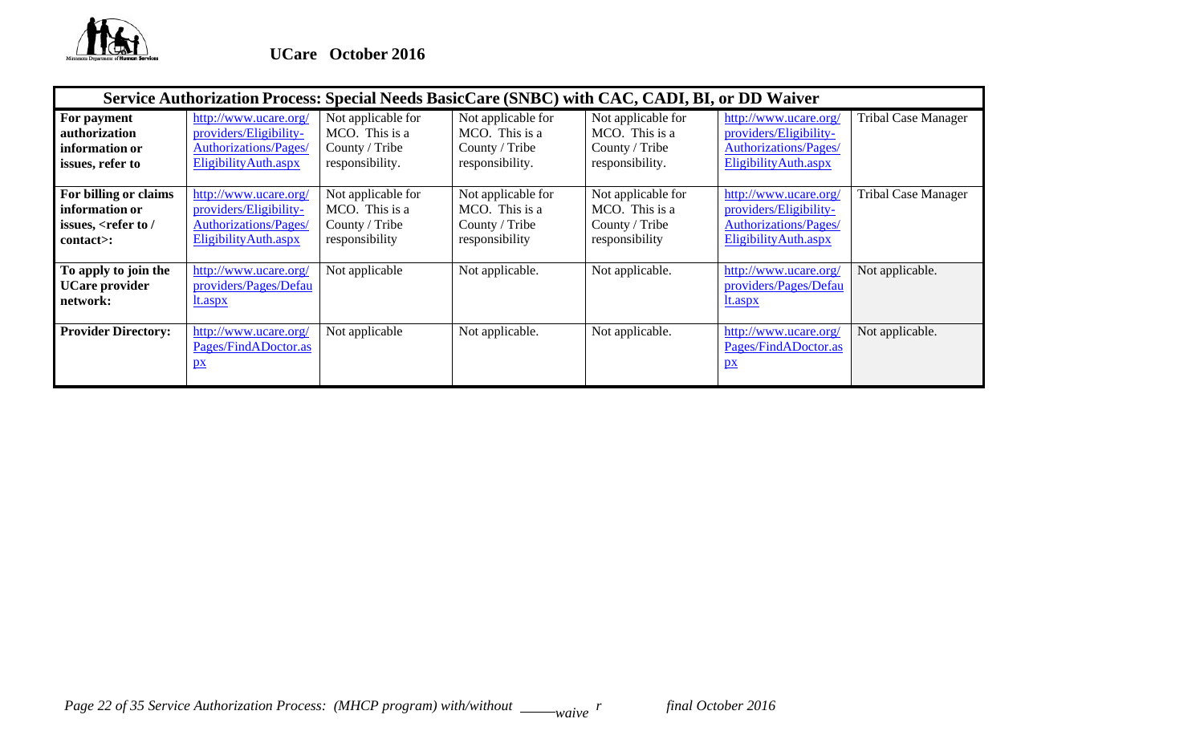UCare October 2016

| Service Authorization Process: Special Needs BasicCare (SNBC) with CAC, CADI, BI, or DD Waiver | | | | | | |
|---|---|---|---|---|---|---|
| **For payment authorization information or issues, refer to** | http://www.ucare.org/providers/Eligibility-Authorizations/Pages/EligibilityAuth.aspx | Not applicable for MCO. This is a County / Tribe responsibility. | Not applicable for MCO. This is a County / Tribe responsibility. | Not applicable for MCO. This is a County / Tribe responsibility. | http://www.ucare.org/providers/Eligibility-Authorizations/Pages/EligibilityAuth.aspx | Tribal Case Manager |
| **For billing or claims information or issues, <refer to / contact>:** | http://www.ucare.org/providers/Eligibility-Authorizations/Pages/EligibilityAuth.aspx | Not applicable for MCO. This is a County / Tribe responsibility | Not applicable for MCO. This is a County / Tribe responsibility | Not applicable for MCO. This is a County / Tribe responsibility | http://www.ucare.org/providers/Eligibility-Authorizations/Pages/EligibilityAuth.aspx | Tribal Case Manager |
| **To apply to join the UCare provider network:** | http://www.ucare.org/providers/Pages/Default.aspx | Not applicable | Not applicable. | Not applicable. | http://www.ucare.org/providers/Pages/Default.aspx | Not applicable. |
| **Provider Directory:** | http://www.ucare.org/Pages/FindADoctor.aspx | Not applicable | Not applicable. | Not applicable. | http://www.ucare.org/Pages/FindADoctor.aspx | Not applicable. |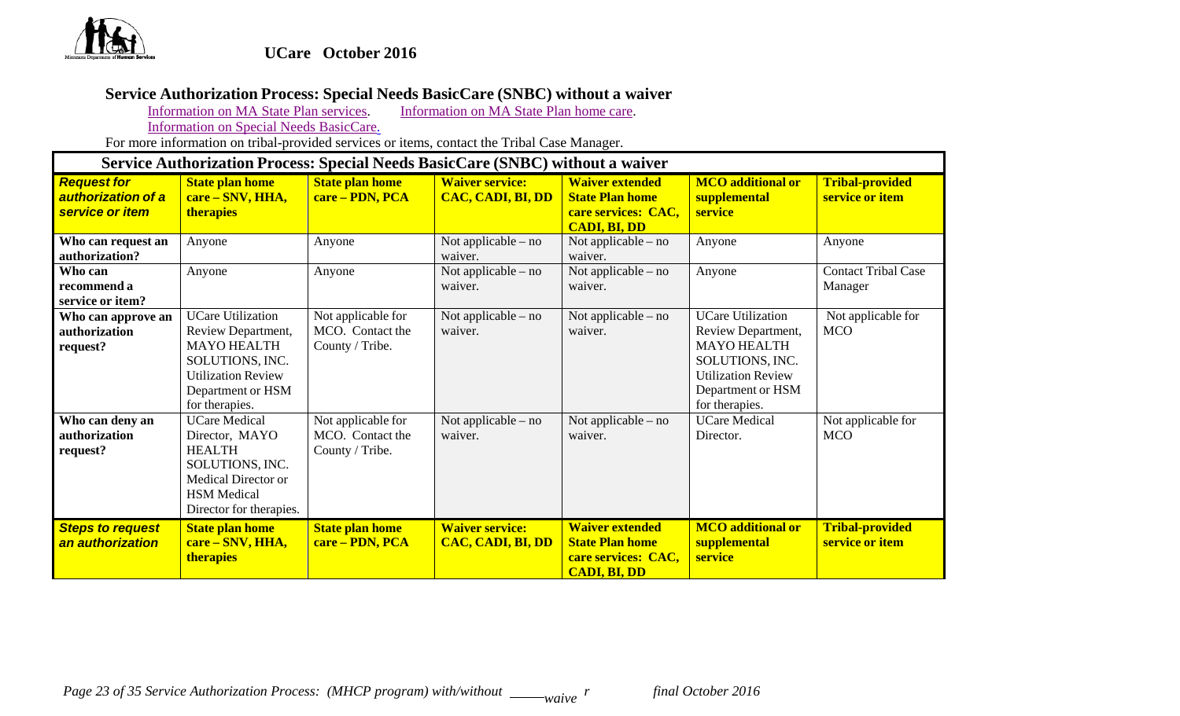UCare October 2016

## Service Authorization Process: Special Needs BasicCare (SNBC) without a waiver

Information on MA State Plan services. Information on MA State Plan home care.
Information on Special Needs BasicCare.

For more information on tribal-provided services or items, contact the Tribal Case Manager.

| Service Authorization Process: Special Needs BasicCare (SNBC) without a waiver | | | | | | |
|---|---|---|---|---|---|---|
| ***Request for authorization of a service or item*** | **State plan home care – SNV, HHA, therapies** | **State plan home care – PDN, PCA** | **Waiver service: CAC, CADI, BI, DD** | **Waiver extended State Plan home care services: CAC, CADI, BI, DD** | **MCO additional or supplemental service** | **Tribal-provided service or item** |
| **Who can request an authorization?** | Anyone | Anyone | Not applicable – no waiver. | Not applicable – no waiver. | Anyone | Anyone |
| **Who can recommend a service or item?** | Anyone | Anyone | Not applicable – no waiver. | Not applicable – no waiver. | Anyone | Contact Tribal Case Manager |
| **Who can approve an authorization request?** | UCare Utilization Review Department, MAYO HEALTH SOLUTIONS, INC. Utilization Review Department or HSM for therapies. | Not applicable for MCO. Contact the County / Tribe. | Not applicable – no waiver. | Not applicable – no waiver. | UCare Utilization Review Department, MAYO HEALTH SOLUTIONS, INC. Utilization Review Department or HSM for therapies. | Not applicable for MCO |
| **Who can deny an authorization request?** | UCare Medical Director, MAYO HEALTH SOLUTIONS, INC. Medical Director or HSM Medical Director for therapies. | Not applicable for MCO. Contact the County / Tribe. | Not applicable – no waiver. | Not applicable – no waiver. | UCare Medical Director. | Not applicable for MCO |
| ***Steps to request an authorization*** | **State plan home care – SNV, HHA, therapies** | **State plan home care – PDN, PCA** | **Waiver service: CAC, CADI, BI, DD** | **Waiver extended State Plan home care services: CAC, CADI, BI, DD** | **MCO additional or supplemental service** | **Tribal-provided service or item** |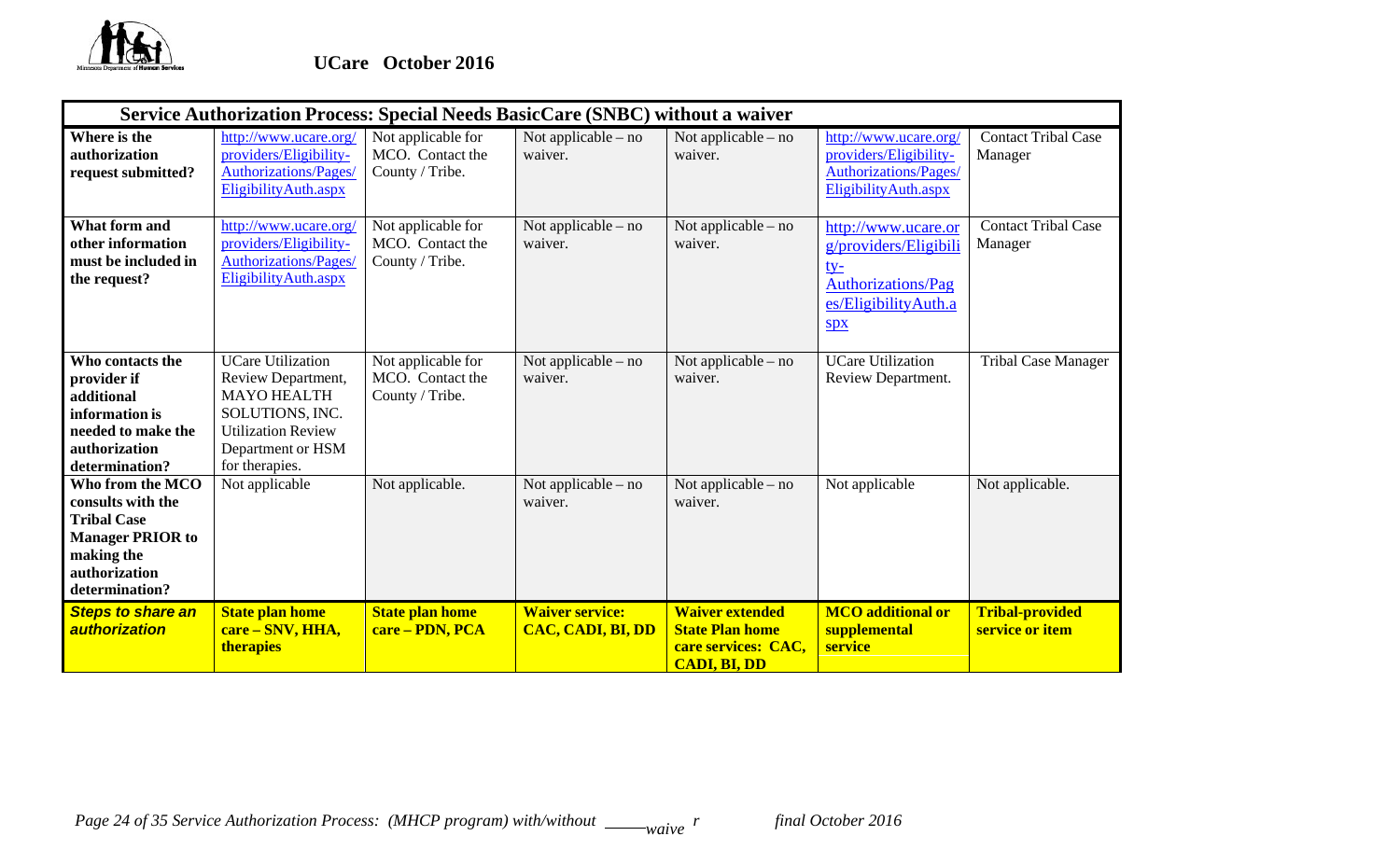UCare October 2016

| Service Authorization Process: Special Needs BasicCare (SNBC) without a waiver | | | | | | |
|---|---|---|---|---|---|---|
| **Where is the authorization request submitted?** | http://www.ucare.org/providers/Eligibility-Authorizations/Pages/EligibilityAuth.aspx | Not applicable for MCO. Contact the County / Tribe. | Not applicable – no waiver. | Not applicable – no waiver. | http://www.ucare.org/providers/Eligibility-Authorizations/Pages/EligibilityAuth.aspx | Contact Tribal Case Manager |
| **What form and other information must be included in the request?** | http://www.ucare.org/providers/Eligibility-Authorizations/Pages/EligibilityAuth.aspx | Not applicable for MCO. Contact the County / Tribe. | Not applicable – no waiver. | Not applicable – no waiver. | http://www.ucare.org/providers/Eligibility-Authorizations/Pages/EligibilityAuth.aspx | Contact Tribal Case Manager |
| **Who contacts the provider if additional information is needed to make the authorization determination?** | UCare Utilization Review Department, MAYO HEALTH SOLUTIONS, INC. Utilization Review Department or HSM for therapies. | Not applicable for MCO. Contact the County / Tribe. | Not applicable – no waiver. | Not applicable – no waiver. | UCare Utilization Review Department. | Tribal Case Manager |
| **Who from the MCO consults with the Tribal Case Manager PRIOR to making the authorization determination?** | Not applicable | Not applicable. | Not applicable – no waiver. | Not applicable – no waiver. | Not applicable | Not applicable. |
| ***Steps to share an authorization*** | **State plan home care – SNV, HHA, therapies** | **State plan home care – PDN, PCA** | **Waiver service: CAC, CADI, BI, DD** | **Waiver extended State Plan home care services: CAC, CADI, BI, DD** | **MCO additional or supplemental service** | **Tribal-provided service or item** |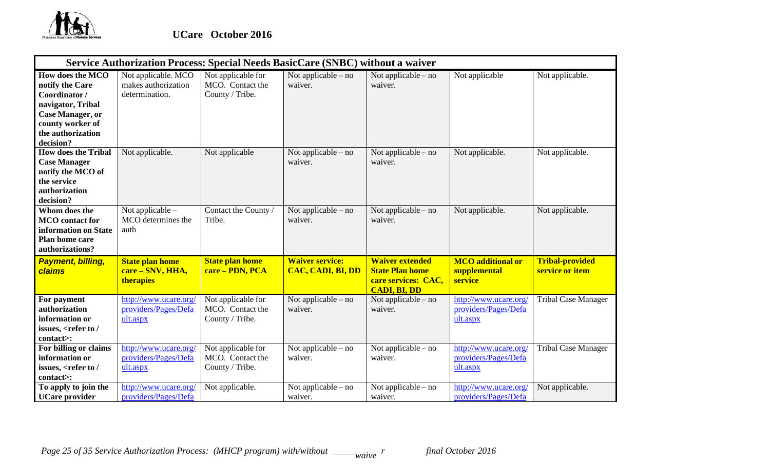| Service Authorization Process: Special Needs BasicCare (SNBC) without a waiver | | | | | | |
|---|---|---|---|---|---|---|
| **How does the MCO notify the Care Coordinator / navigator, Tribal Case Manager, or county worker of the authorization decision?** | Not applicable. MCO makes authorization determination. | Not applicable for MCO. Contact the County / Tribe. | Not applicable – no waiver. | Not applicable – no waiver. | Not applicable | Not applicable. |
| **How does the Tribal Case Manager notify the MCO of the service authorization decision?** | Not applicable. | Not applicable | Not applicable – no waiver. | Not applicable – no waiver. | Not applicable. | Not applicable. |
| **Whom does the MCO contact for information on State Plan home care authorizations?** | Not applicable – MCO determines the auth | Contact the County / Tribe. | Not applicable – no waiver. | Not applicable – no waiver. | Not applicable. | Not applicable. |
| ***Payment, billing, claims*** | **State plan home care – SNV, HHA, therapies** | **State plan home care – PDN, PCA** | **Waiver service: CAC, CADI, BI, DD** | **Waiver extended State Plan home care services: CAC, CADI, BI, DD** | **MCO additional or supplemental service** | **Tribal-provided service or item** |
| **For payment authorization information or issues, <refer to / contact>:** | http://www.ucare.org/providers/Pages/Default.aspx | Not applicable for MCO. Contact the County / Tribe. | Not applicable – no waiver. | Not applicable – no waiver. | http://www.ucare.org/providers/Pages/Default.aspx | Tribal Case Manager |
| **For billing or claims information or issues, <refer to / contact>:** | http://www.ucare.org/providers/Pages/Default.aspx | Not applicable for MCO. Contact the County / Tribe. | Not applicable – no waiver. | Not applicable – no waiver. | http://www.ucare.org/providers/Pages/Default.aspx | Tribal Case Manager |
| **To apply to join the UCare provider** | http://www.ucare.org/providers/Pages/Defa | Not applicable. | Not applicable – no waiver. | Not applicable – no waiver. | http://www.ucare.org/providers/Pages/Defa | Not applicable. |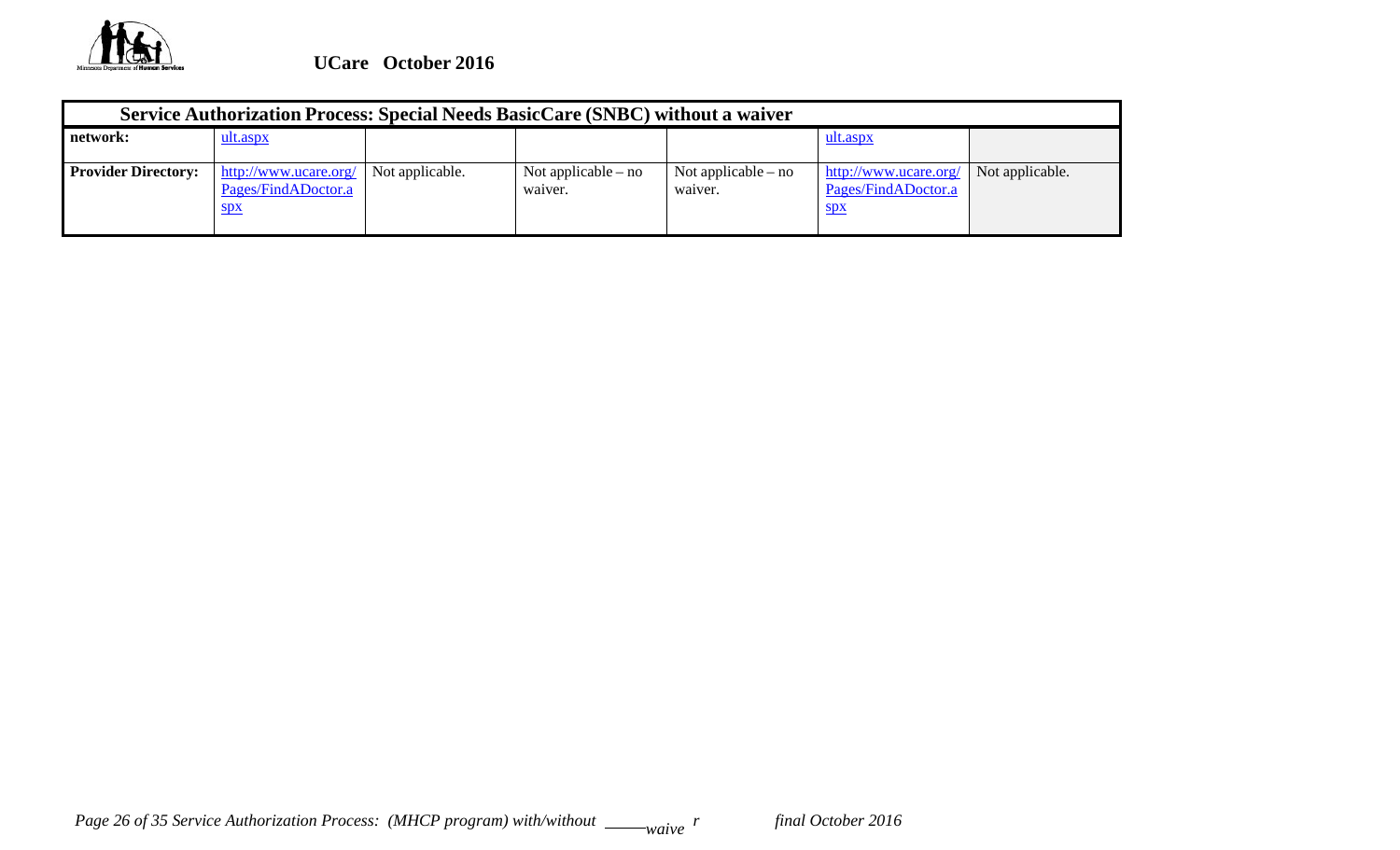**UCare October 2016**

| Service Authorization Process: Special Needs BasicCare (SNBC) without a waiver | | | | | | |
|---|---|---|---|---|---|---|
| **network:** | ult.aspx | | | | ult.aspx | |
| **Provider Directory:** | http://www.ucare.org/Pages/FindADoctor.aspx | Not applicable. | Not applicable – no waiver. | Not applicable – no waiver. | http://www.ucare.org/Pages/FindADoctor.aspx | Not applicable. |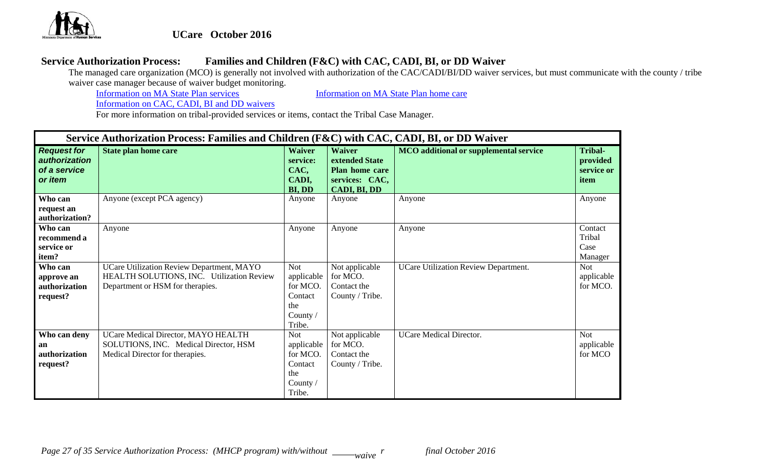**UCare October 2016**

## Service Authorization Process: Families and Children (F&C) with CAC, CADI, BI, or DD Waiver

The managed care organization (MCO) is generally not involved with authorization of the CAC/CADI/BI/DD waiver services, but must communicate with the county / tribe waiver case manager because of waiver budget monitoring.

Information on MA State Plan services

Information on MA State Plan home care

Information on CAC, CADI, BI and DD waivers

For more information on tribal-provided services or items, contact the Tribal Case Manager.

| Service Authorization Process: Families and Children (F&C) with CAC, CADI, BI, or DD Waiver | | | | | |
|---|---|---|---|---|---|
| ***Request for authorization of a service or item*** | **State plan home care** | **Waiver service: CAC, CADI, BI, DD** | **Waiver extended State Plan home care services: CAC, CADI, BI, DD** | **MCO additional or supplemental service** | **Tribal-provided service or item** |
| **Who can request an authorization?** | Anyone (except PCA agency) | Anyone | Anyone | Anyone | Anyone |
| **Who can recommend a service or item?** | Anyone | Anyone | Anyone | Anyone | Contact Tribal Case Manager |
| **Who can approve an authorization request?** | UCare Utilization Review Department, MAYO HEALTH SOLUTIONS, INC. Utilization Review Department or HSM for therapies. | Not applicable for MCO. Contact the County / Tribe. | Not applicable for MCO. Contact the County / Tribe. | UCare Utilization Review Department. | Not applicable for MCO. |
| **Who can deny an authorization request?** | UCare Medical Director, MAYO HEALTH SOLUTIONS, INC. Medical Director, HSM Medical Director for therapies. | Not applicable for MCO. Contact the County / Tribe. | Not applicable for MCO. Contact the County / Tribe. | UCare Medical Director. | Not applicable for MCO |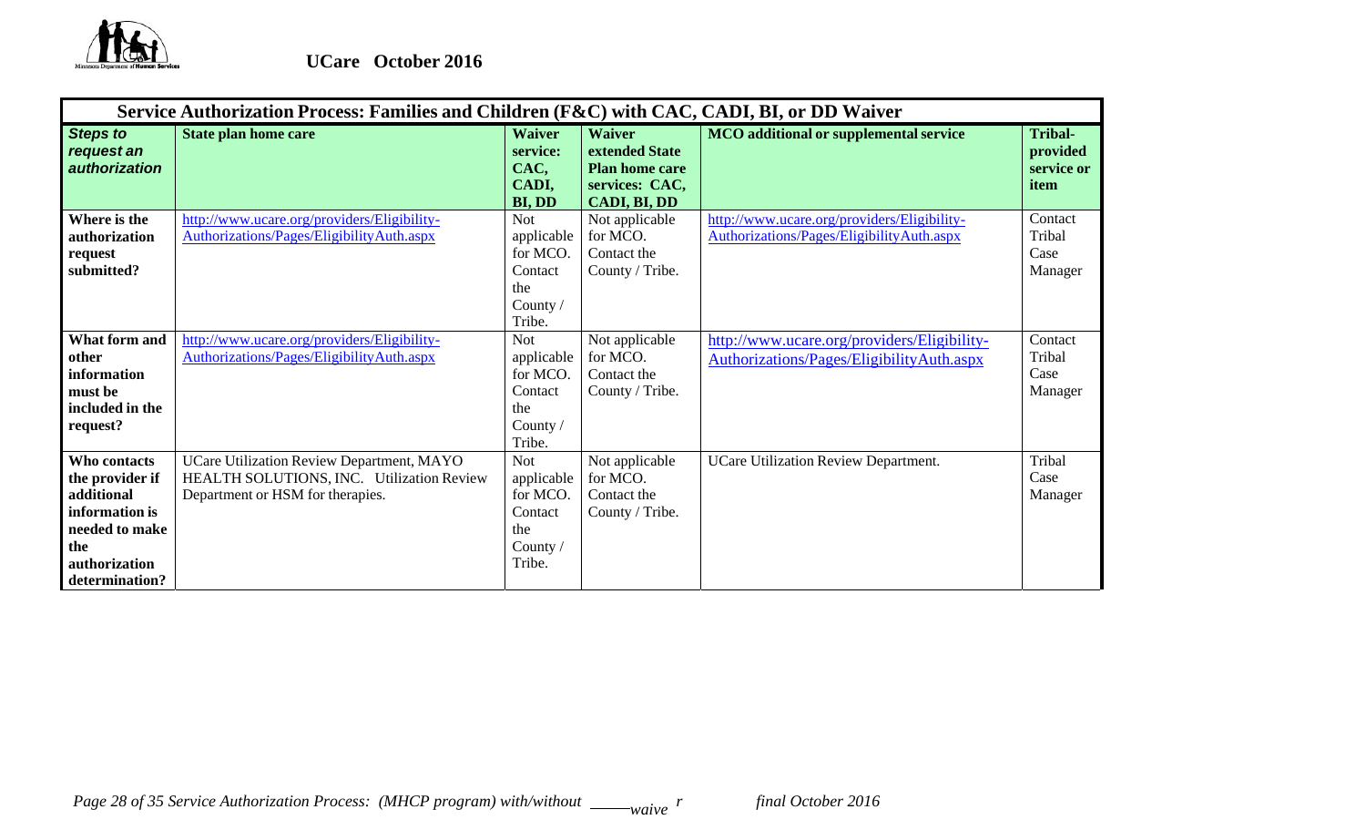**UCare October 2016**

| Service Authorization Process: Families and Children (F&C) with CAC, CADI, BI, or DD Waiver | | | | | |
|---|---|---|---|---|---|
| ***Steps to request an authorization*** | **State plan home care** | **Waiver service: CAC, CADI, BI, DD** | **Waiver extended State Plan home care services: CAC, CADI, BI, DD** | **MCO additional or supplemental service** | **Tribal-provided service or item** |
| **Where is the authorization request submitted?** | http://www.ucare.org/providers/Eligibility-Authorizations/Pages/EligibilityAuth.aspx | Not applicable for MCO. Contact the County / Tribe. | Not applicable for MCO. Contact the County / Tribe. | http://www.ucare.org/providers/Eligibility-Authorizations/Pages/EligibilityAuth.aspx | Contact Tribal Case Manager |
| **What form and other information must be included in the request?** | http://www.ucare.org/providers/Eligibility-Authorizations/Pages/EligibilityAuth.aspx | Not applicable for MCO. Contact the County / Tribe. | Not applicable for MCO. Contact the County / Tribe. | http://www.ucare.org/providers/Eligibility-Authorizations/Pages/EligibilityAuth.aspx | Contact Tribal Case Manager |
| **Who contacts the provider if additional information is needed to make the authorization determination?** | UCare Utilization Review Department, MAYO HEALTH SOLUTIONS, INC. Utilization Review Department or HSM for therapies. | Not applicable for MCO. Contact the County / Tribe. | Not applicable for MCO. Contact the County / Tribe. | UCare Utilization Review Department. | Tribal Case Manager |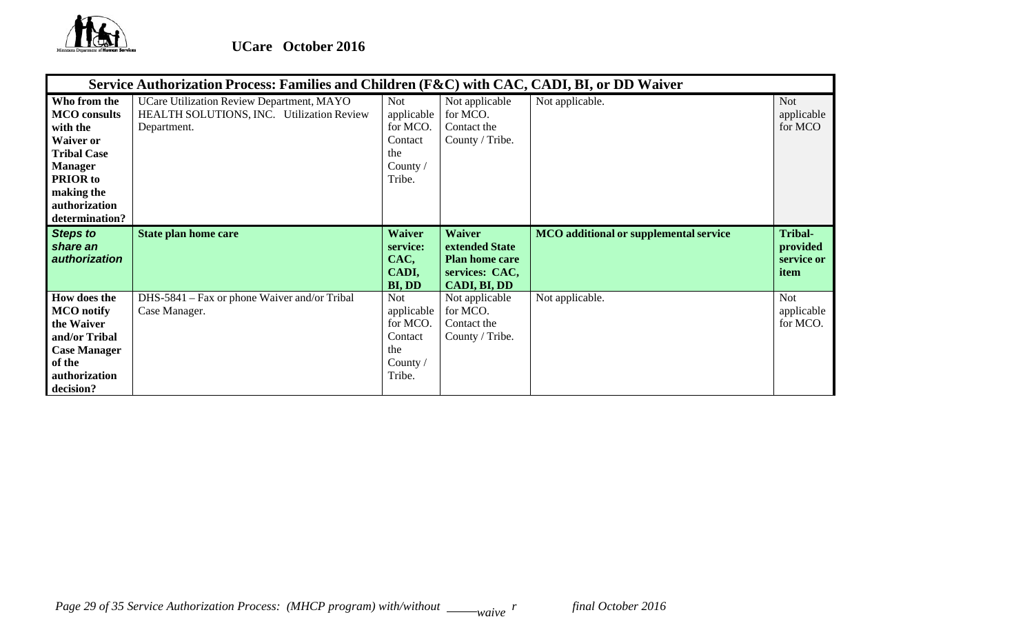**UCare October 2016**

| Service Authorization Process: Families and Children (F&C) with CAC, CADI, BI, or DD Waiver | | | | | |
|---|---|---|---|---|---|
| **Who from the MCO consults with the Waiver or Tribal Case Manager PRIOR to making the authorization determination?** | UCare Utilization Review Department, MAYO HEALTH SOLUTIONS, INC. Utilization Review Department. | Not applicable for MCO. Contact the County / Tribe. | Not applicable for MCO. Contact the County / Tribe. | Not applicable. | Not applicable for MCO |
| ***Steps to share an authorization*** | **State plan home care** | **Waiver service: CAC, CADI, BI, DD** | **Waiver extended State Plan home care services: CAC, CADI, BI, DD** | **MCO additional or supplemental service** | **Tribal-provided service or item** |
| **How does the MCO notify the Waiver and/or Tribal Case Manager of the authorization decision?** | DHS-5841 – Fax or phone Waiver and/or Tribal Case Manager. | Not applicable for MCO. Contact the County / Tribe. | Not applicable for MCO. Contact the County / Tribe. | Not applicable. | Not applicable for MCO. |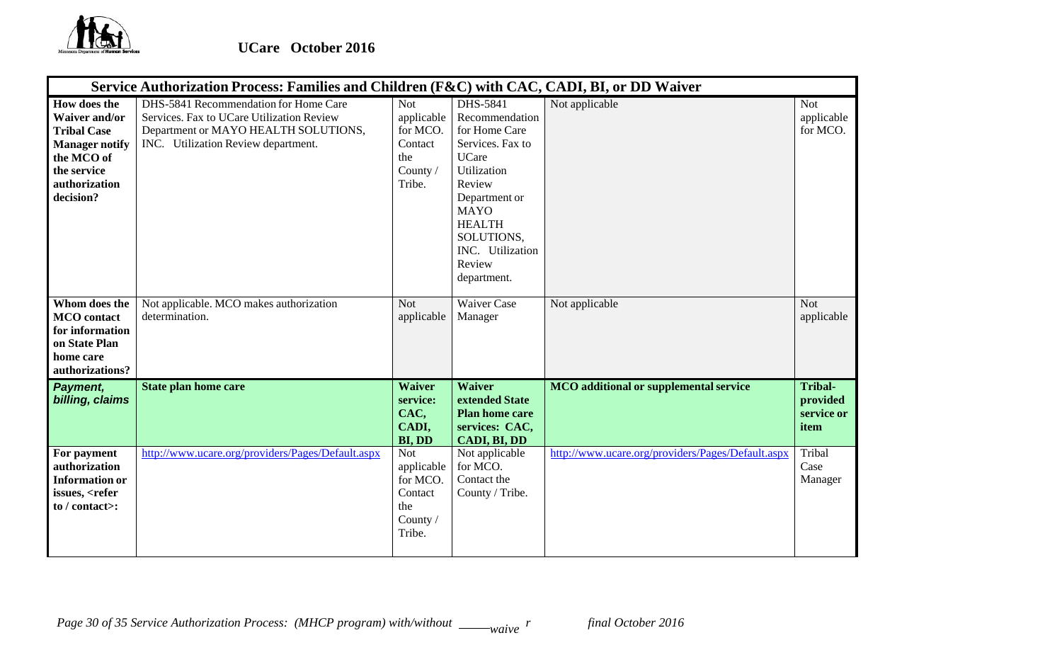| Service Authorization Process: Families and Children (F&C) with CAC, CADI, BI, or DD Waiver | | | | | |
|---|---|---|---|---|---|
| **How does the Waiver and/or Tribal Case Manager notify the MCO of the service authorization decision?** | DHS-5841 Recommendation for Home Care Services. Fax to UCare Utilization Review Department or MAYO HEALTH SOLUTIONS, INC. Utilization Review department. | Not applicable for MCO. Contact the County / Tribe. | DHS-5841 Recommendation for Home Care Services. Fax to UCare Utilization Review Department or MAYO HEALTH SOLUTIONS, INC. Utilization Review department. | Not applicable | Not applicable for MCO. |
| **Whom does the MCO contact for information on State Plan home care authorizations?** | Not applicable. MCO makes authorization determination. | Not applicable | Waiver Case Manager | Not applicable | Not applicable |
| ***Payment, billing, claims*** | **State plan home care** | **Waiver service: CAC, CADI, BI, DD** | **Waiver extended State Plan home care services: CAC, CADI, BI, DD** | **MCO additional or supplemental service** | **Tribal-provided service or item** |
| **For payment authorization Information or issues, <refer to / contact>:** | http://www.ucare.org/providers/Pages/Default.aspx | Not applicable for MCO. Contact the County / Tribe. | Not applicable for MCO. Contact the County / Tribe. | http://www.ucare.org/providers/Pages/Default.aspx | Tribal Case Manager |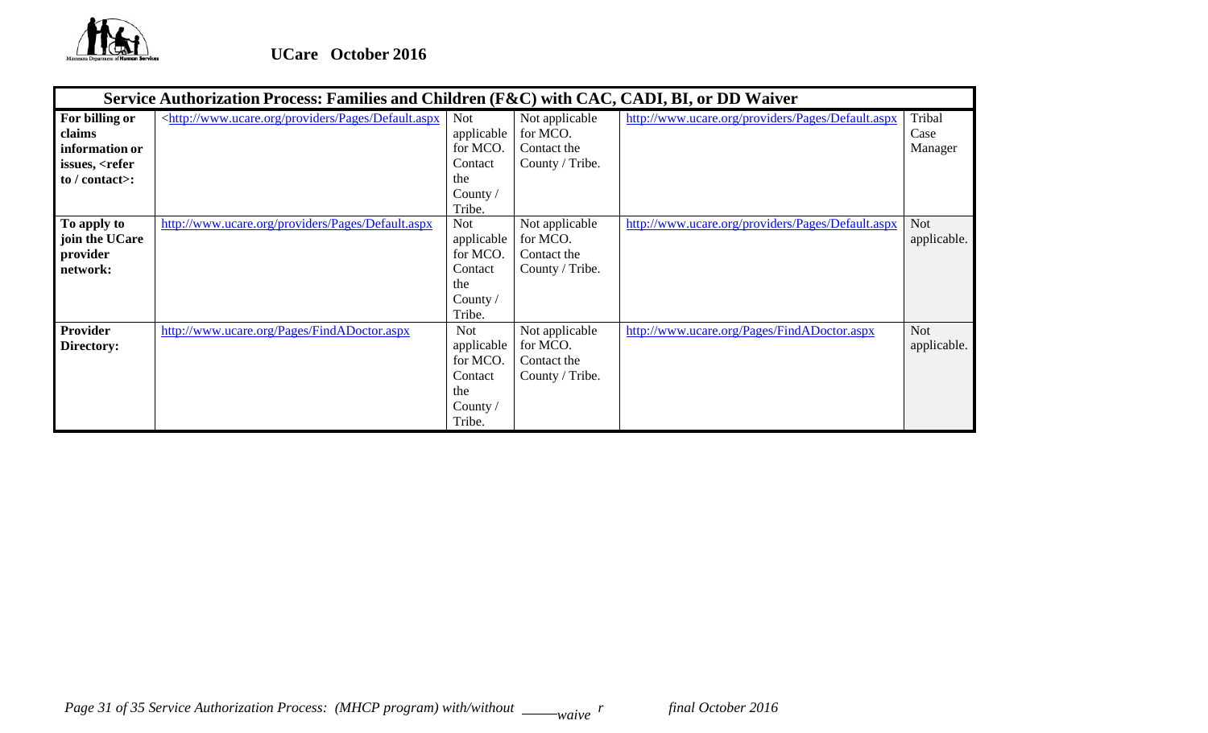**UCare October 2016**

| Service Authorization Process: Families and Children (F&C) with CAC, CADI, BI, or DD Waiver | | | | | |
|---|---|---|---|---|---|
| **For billing or claims information or issues, <refer to / contact>:** | <http://www.ucare.org/providers/Pages/Default.aspx | Not applicable for MCO. Contact the County / Tribe. | Not applicable for MCO. Contact the County / Tribe. | http://www.ucare.org/providers/Pages/Default.aspx | Tribal Case Manager |
| **To apply to join the UCare provider network:** | http://www.ucare.org/providers/Pages/Default.aspx | Not applicable for MCO. Contact the County / Tribe. | Not applicable for MCO. Contact the County / Tribe. | http://www.ucare.org/providers/Pages/Default.aspx | Not applicable. |
| **Provider Directory:** | http://www.ucare.org/Pages/FindADoctor.aspx | Not applicable for MCO. Contact the County / Tribe. | Not applicable for MCO. Contact the County / Tribe. | http://www.ucare.org/Pages/FindADoctor.aspx | Not applicable. |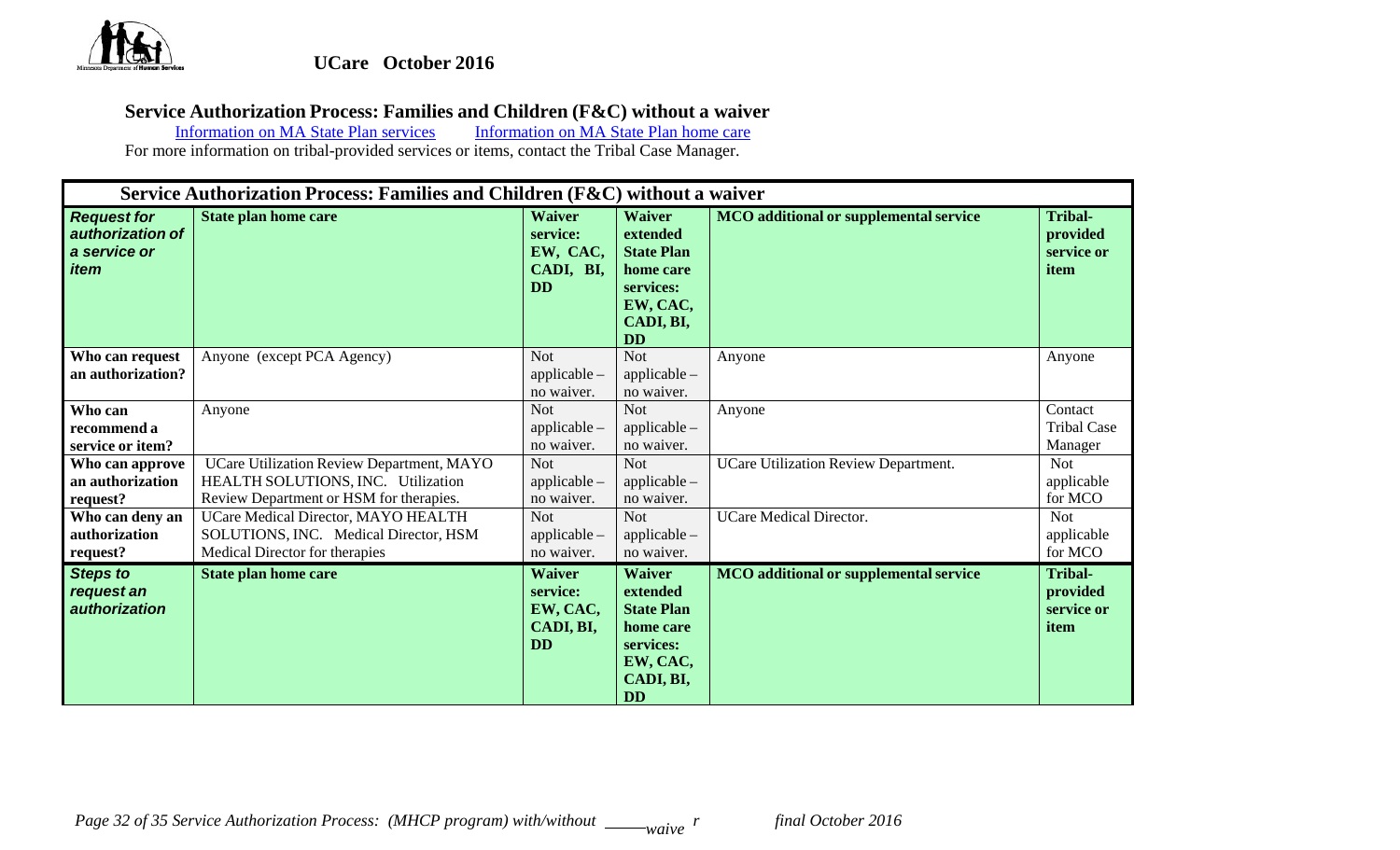UCare October 2016

## Service Authorization Process: Families and Children (F&C) without a waiver

[Information on MA State Plan services] [Information on MA State Plan home care]

For more information on tribal-provided services or items, contact the Tribal Case Manager.

| Service Authorization Process: Families and Children (F&C) without a waiver | | | | | |
|---|---|---|---|---|---|
| ***Request for authorization of a service or item*** | **State plan home care** | **Waiver service: EW, CAC, CADI, BI, DD** | **Waiver extended State Plan home care services: EW, CAC, CADI, BI, DD** | **MCO additional or supplemental service** | **Tribal-provided service or item** |
| **Who can request an authorization?** | Anyone (except PCA Agency) | Not applicable – no waiver. | Not applicable – no waiver. | Anyone | Anyone |
| **Who can recommend a service or item?** | Anyone | Not applicable – no waiver. | Not applicable – no waiver. | Anyone | Contact Tribal Case Manager |
| **Who can approve an authorization request?** | UCare Utilization Review Department, MAYO HEALTH SOLUTIONS, INC. Utilization Review Department or HSM for therapies. | Not applicable – no waiver. | Not applicable – no waiver. | UCare Utilization Review Department. | Not applicable for MCO |
| **Who can deny an authorization request?** | UCare Medical Director, MAYO HEALTH SOLUTIONS, INC. Medical Director, HSM Medical Director for therapies | Not applicable – no waiver. | Not applicable – no waiver. | UCare Medical Director. | Not applicable for MCO |
| ***Steps to request an authorization*** | **State plan home care** | **Waiver service: EW, CAC, CADI, BI, DD** | **Waiver extended State Plan home care services: EW, CAC, CADI, BI, DD** | **MCO additional or supplemental service** | **Tribal-provided service or item** |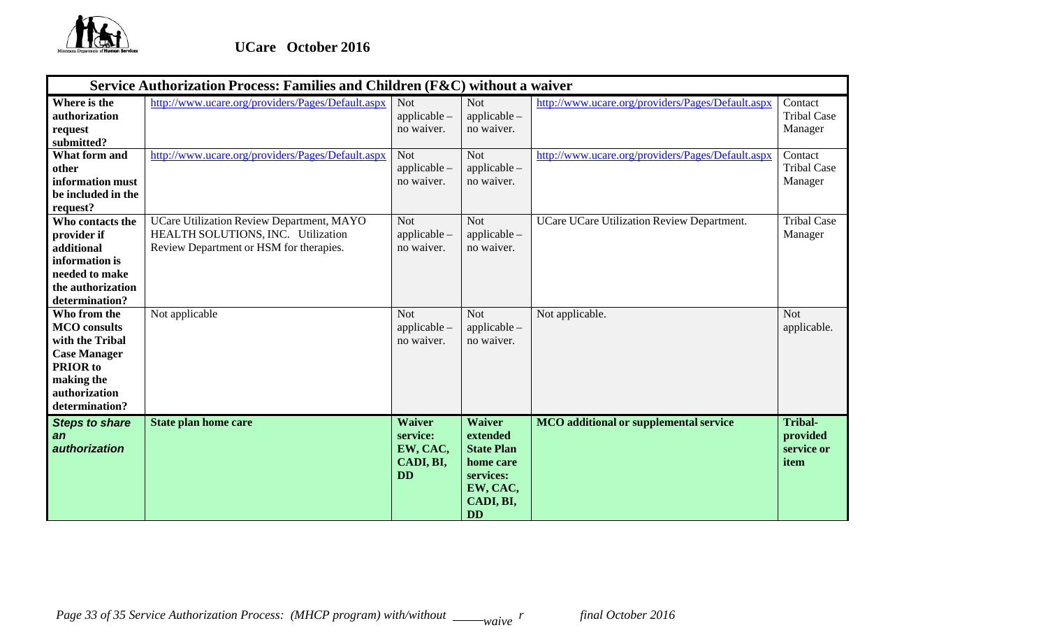UCare October 2016

| Service Authorization Process: Families and Children (F&C) without a waiver | | | | | |
|---|---|---|---|---|---|
| **Where is the authorization request submitted?** | http://www.ucare.org/providers/Pages/Default.aspx | Not applicable – no waiver. | Not applicable – no waiver. | http://www.ucare.org/providers/Pages/Default.aspx | Contact Tribal Case Manager |
| **What form and other information must be included in the request?** | http://www.ucare.org/providers/Pages/Default.aspx | Not applicable – no waiver. | Not applicable – no waiver. | http://www.ucare.org/providers/Pages/Default.aspx | Contact Tribal Case Manager |
| **Who contacts the provider if additional information is needed to make the authorization determination?** | UCare Utilization Review Department, MAYO HEALTH SOLUTIONS, INC. Utilization Review Department or HSM for therapies. | Not applicable – no waiver. | Not applicable – no waiver. | UCare UCare Utilization Review Department. | Tribal Case Manager |
| **Who from the MCO consults with the Tribal Case Manager PRIOR to making the authorization determination?** | Not applicable | Not applicable – no waiver. | Not applicable – no waiver. | Not applicable. | Not applicable. |
| ***Steps to share an authorization*** | **State plan home care** | **Waiver service: EW, CAC, CADI, BI, DD** | **Waiver extended State Plan home care services: EW, CAC, CADI, BI, DD** | **MCO additional or supplemental service** | **Tribal-provided service or item** |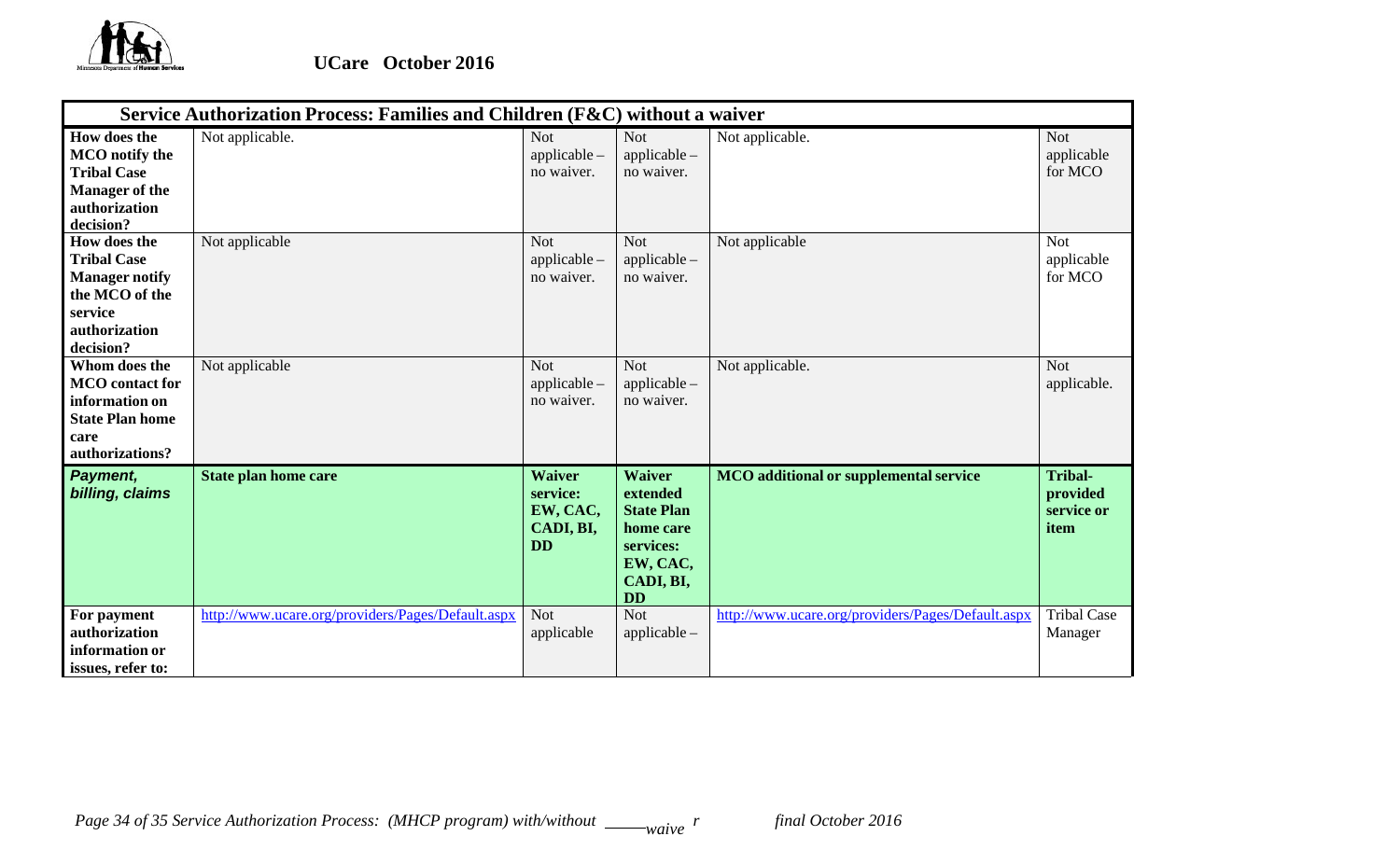**UCare October 2016**

| Service Authorization Process: Families and Children (F&C) without a waiver | | | | | |
|---|---|---|---|---|---|
| **How does the MCO notify the Tribal Case Manager of the authorization decision?** | Not applicable. | Not applicable – no waiver. | Not applicable – no waiver. | Not applicable. | Not applicable for MCO |
| **How does the Tribal Case Manager notify the MCO of the service authorization decision?** | Not applicable | Not applicable – no waiver. | Not applicable – no waiver. | Not applicable | Not applicable for MCO |
| **Whom does the MCO contact for information on State Plan home care authorizations?** | Not applicable | Not applicable – no waiver. | Not applicable – no waiver. | Not applicable. | Not applicable. |
| ***Payment, billing, claims*** | **State plan home care** | **Waiver service: EW, CAC, CADI, BI, DD** | **Waiver extended State Plan home care services: EW, CAC, CADI, BI, DD** | **MCO additional or supplemental service** | **Tribal-provided service or item** |
| **For payment authorization information or issues, refer to:** | http://www.ucare.org/providers/Pages/Default.aspx | Not applicable | Not applicable – | http://www.ucare.org/providers/Pages/Default.aspx | Tribal Case Manager |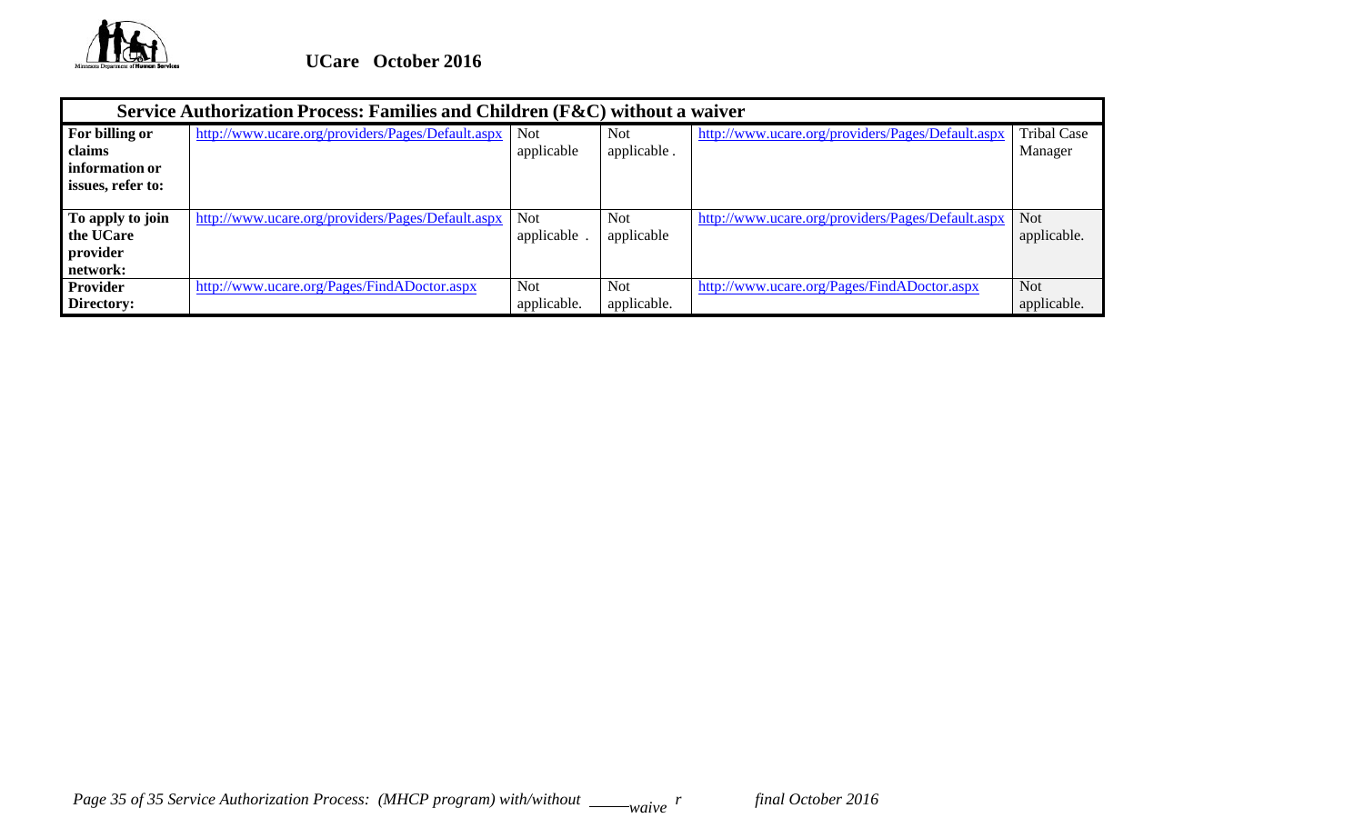| Service Authorization Process: Families and Children (F&C) without a waiver | | | | | |
|---|---|---|---|---|---|
| **For billing or claims information or issues, refer to:** | http://www.ucare.org/providers/Pages/Default.aspx | Not applicable | Not applicable . | http://www.ucare.org/providers/Pages/Default.aspx | Tribal Case Manager |
| **To apply to join the UCare provider network:** | http://www.ucare.org/providers/Pages/Default.aspx | Not applicable . | Not applicable | http://www.ucare.org/providers/Pages/Default.aspx | Not applicable. |
| **Provider Directory:** | http://www.ucare.org/Pages/FindADoctor.aspx | Not applicable. | Not applicable. | http://www.ucare.org/Pages/FindADoctor.aspx | Not applicable. |